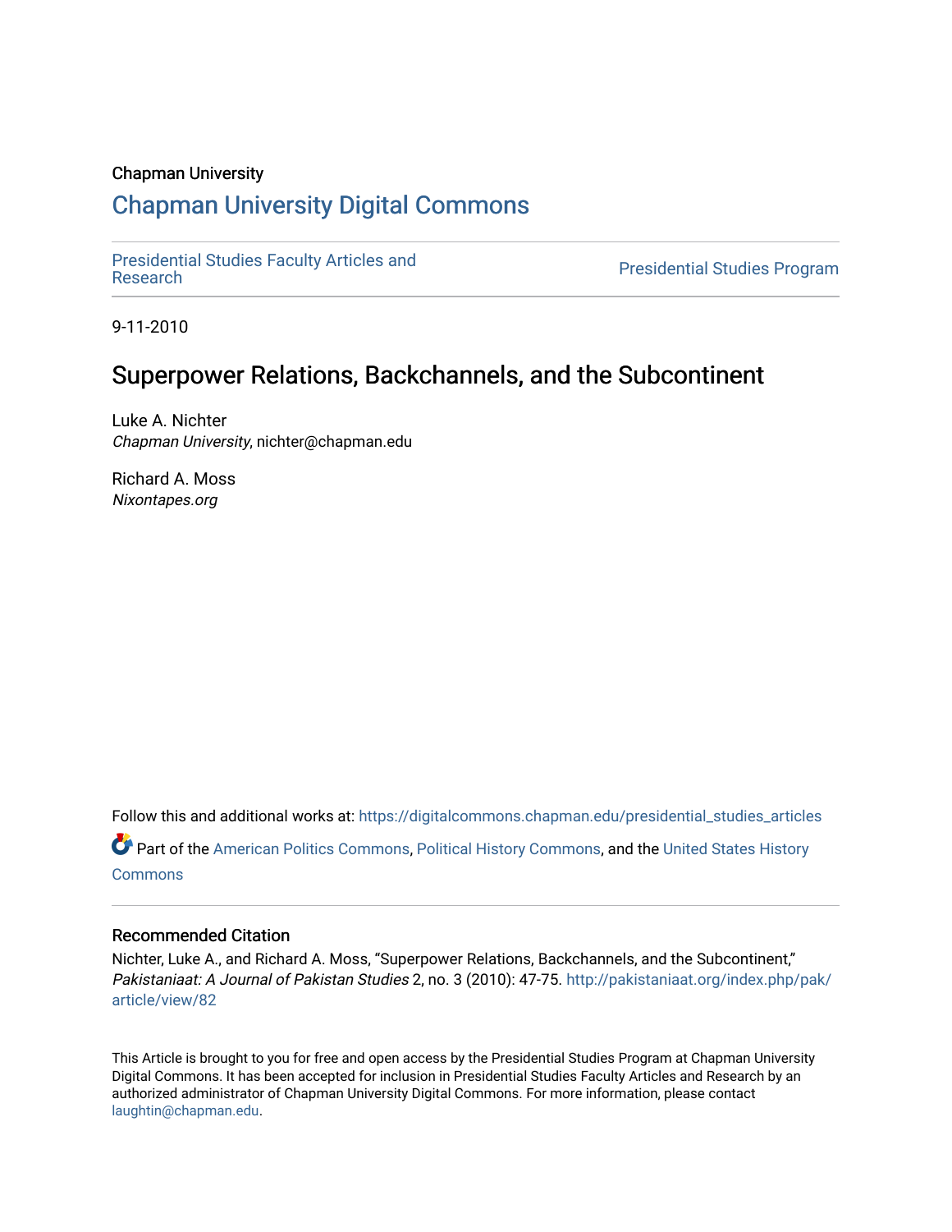Chapman University

# Chapman University Digital Commons

Presidential Studies Faculty Articles and Research | Presidential Studies Program

9-11-2010

## Superpower Relations, Backchannels, and the Subcontinent

Luke A. Nichter
*Chapman University*, nichter@chapman.edu

Richard A. Moss
*Nixontapes.org*

Follow this and additional works at: https://digitalcommons.chapman.edu/presidential_studies_articles

Part of the American Politics Commons, Political History Commons, and the United States History Commons

### Recommended Citation

Nichter, Luke A., and Richard A. Moss, "Superpower Relations, Backchannels, and the Subcontinent," *Pakistaniaat: A Journal of Pakistan Studies* 2, no. 3 (2010): 47-75. http://pakistaniaat.org/index.php/pak/article/view/82

This Article is brought to you for free and open access by the Presidential Studies Program at Chapman University Digital Commons. It has been accepted for inclusion in Presidential Studies Faculty Articles and Research by an authorized administrator of Chapman University Digital Commons. For more information, please contact laughtin@chapman.edu.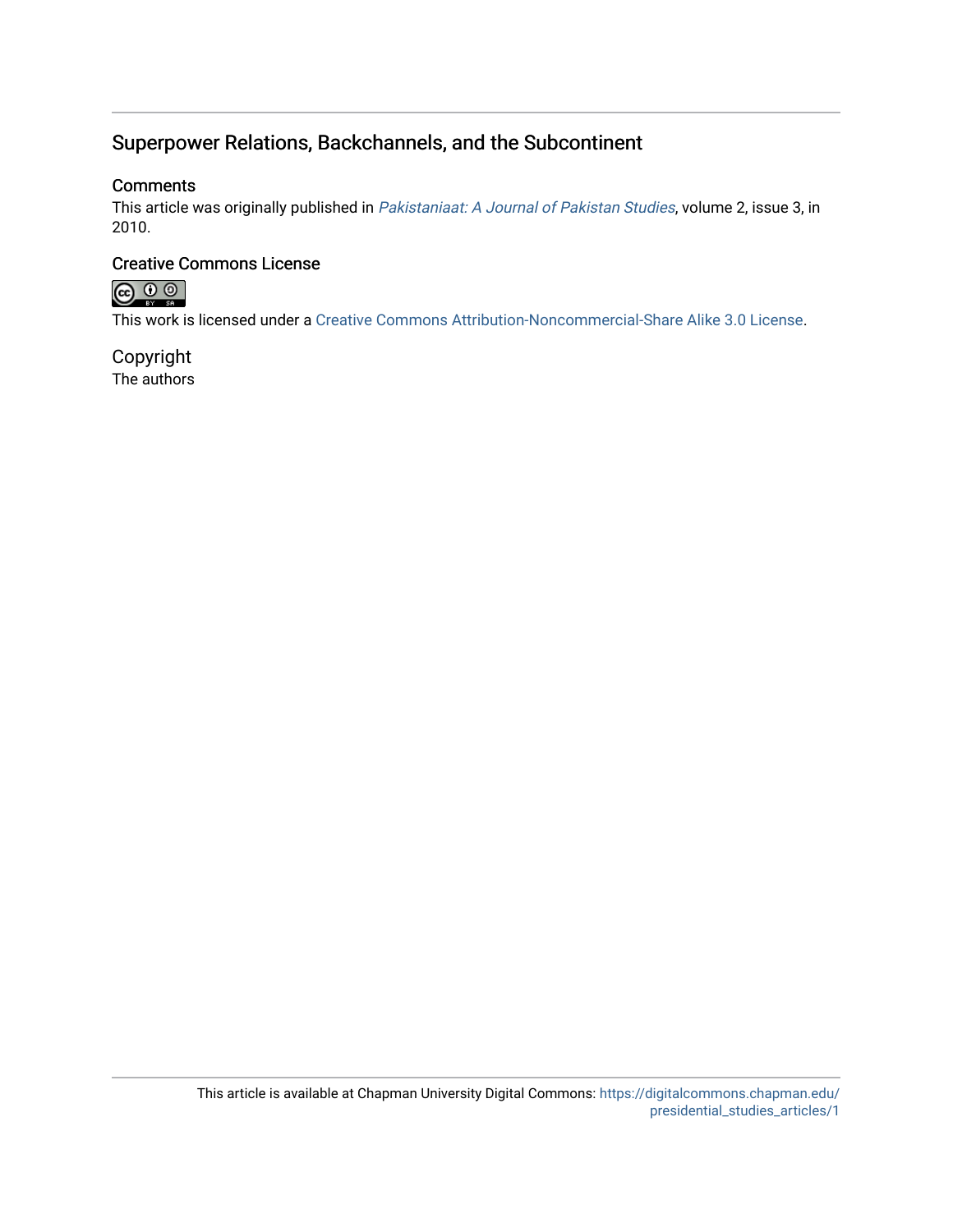## Superpower Relations, Backchannels, and the Subcontinent

### Comments

This article was originally published in *Pakistaniaat: A Journal of Pakistan Studies*, volume 2, issue 3, in 2010.

### Creative Commons License

This work is licensed under a Creative Commons Attribution-Noncommercial-Share Alike 3.0 License.

### Copyright

The authors

This article is available at Chapman University Digital Commons: https://digitalcommons.chapman.edu/presidential_studies_articles/1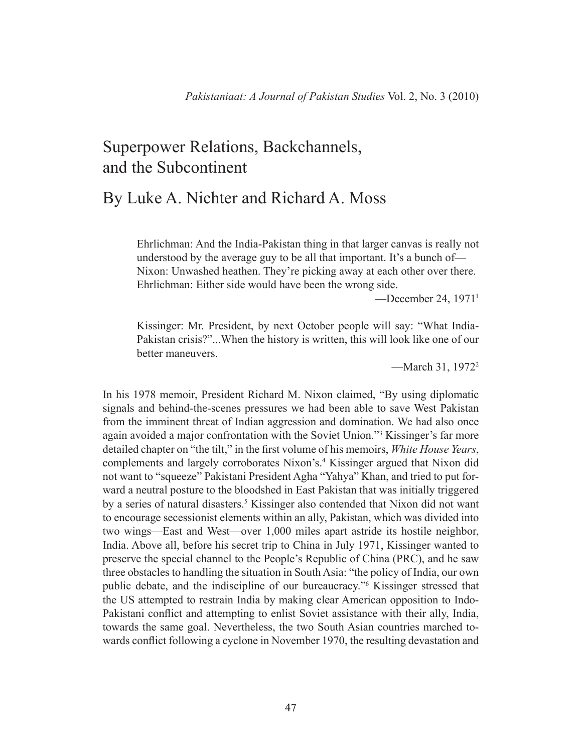# Superpower Relations, Backchannels, and the Subcontinent

## By Luke A. Nichter and Richard A. Moss

> Ehrlichman: And the India-Pakistan thing in that larger canvas is really not understood by the average guy to be all that important. It's a bunch of—
> Nixon: Unwashed heathen. They're picking away at each other over there.
> Ehrlichman: Either side would have been the wrong side.
>
> —December 24, 1971[1]

> Kissinger: Mr. President, by next October people will say: "What India-Pakistan crisis?"...When the history is written, this will look like one of our better maneuvers.
>
> —March 31, 1972[2]

In his 1978 memoir, President Richard M. Nixon claimed, "By using diplomatic signals and behind-the-scenes pressures we had been able to save West Pakistan from the imminent threat of Indian aggression and domination. We had also once again avoided a major confrontation with the Soviet Union."[3] Kissinger's far more detailed chapter on "the tilt," in the first volume of his memoirs, *White House Years*, complements and largely corroborates Nixon's.[4] Kissinger argued that Nixon did not want to "squeeze" Pakistani President Agha "Yahya" Khan, and tried to put forward a neutral posture to the bloodshed in East Pakistan that was initially triggered by a series of natural disasters.[5] Kissinger also contended that Nixon did not want to encourage secessionist elements within an ally, Pakistan, which was divided into two wings—East and West—over 1,000 miles apart astride its hostile neighbor, India. Above all, before his secret trip to China in July 1971, Kissinger wanted to preserve the special channel to the People's Republic of China (PRC), and he saw three obstacles to handling the situation in South Asia: "the policy of India, our own public debate, and the indiscipline of our bureaucracy."[6] Kissinger stressed that the US attempted to restrain India by making clear American opposition to Indo-Pakistani conflict and attempting to enlist Soviet assistance with their ally, India, towards the same goal. Nevertheless, the two South Asian countries marched towards conflict following a cyclone in November 1970, the resulting devastation and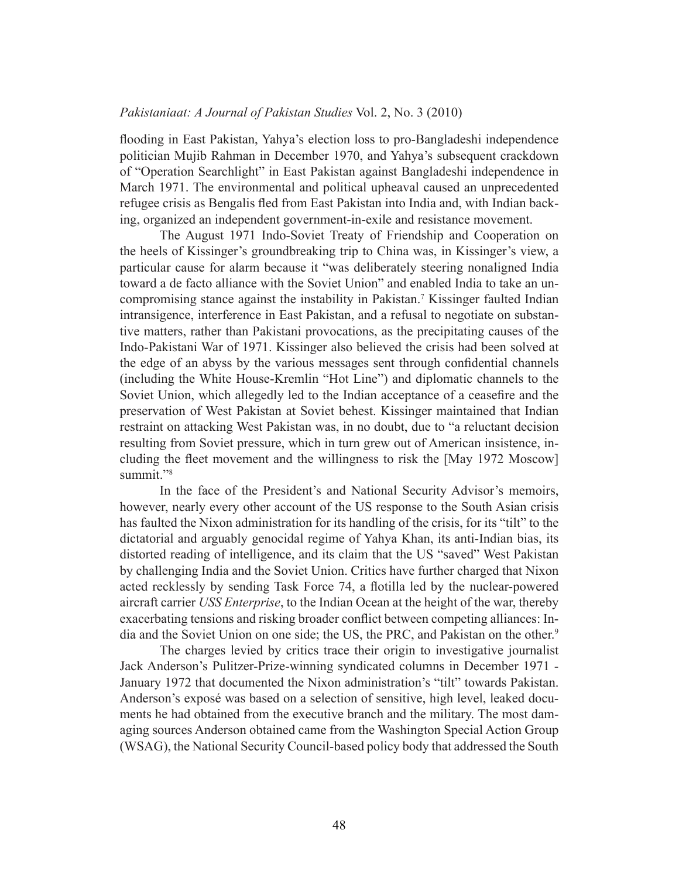flooding in East Pakistan, Yahya's election loss to pro-Bangladeshi independence politician Mujib Rahman in December 1970, and Yahya's subsequent crackdown of "Operation Searchlight" in East Pakistan against Bangladeshi independence in March 1971. The environmental and political upheaval caused an unprecedented refugee crisis as Bengalis fled from East Pakistan into India and, with Indian backing, organized an independent government-in-exile and resistance movement.

The August 1971 Indo-Soviet Treaty of Friendship and Cooperation on the heels of Kissinger's groundbreaking trip to China was, in Kissinger's view, a particular cause for alarm because it "was deliberately steering nonaligned India toward a de facto alliance with the Soviet Union" and enabled India to take an uncompromising stance against the instability in Pakistan.[7] Kissinger faulted Indian intransigence, interference in East Pakistan, and a refusal to negotiate on substantive matters, rather than Pakistani provocations, as the precipitating causes of the Indo-Pakistani War of 1971. Kissinger also believed the crisis had been solved at the edge of an abyss by the various messages sent through confidential channels (including the White House-Kremlin "Hot Line") and diplomatic channels to the Soviet Union, which allegedly led to the Indian acceptance of a ceasefire and the preservation of West Pakistan at Soviet behest. Kissinger maintained that Indian restraint on attacking West Pakistan was, in no doubt, due to "a reluctant decision resulting from Soviet pressure, which in turn grew out of American insistence, including the fleet movement and the willingness to risk the [May 1972 Moscow] summit."[8]

In the face of the President's and National Security Advisor's memoirs, however, nearly every other account of the US response to the South Asian crisis has faulted the Nixon administration for its handling of the crisis, for its "tilt" to the dictatorial and arguably genocidal regime of Yahya Khan, its anti-Indian bias, its distorted reading of intelligence, and its claim that the US "saved" West Pakistan by challenging India and the Soviet Union. Critics have further charged that Nixon acted recklessly by sending Task Force 74, a flotilla led by the nuclear-powered aircraft carrier *USS Enterprise*, to the Indian Ocean at the height of the war, thereby exacerbating tensions and risking broader conflict between competing alliances: India and the Soviet Union on one side; the US, the PRC, and Pakistan on the other.[9]

The charges levied by critics trace their origin to investigative journalist Jack Anderson's Pulitzer-Prize-winning syndicated columns in December 1971 - January 1972 that documented the Nixon administration's "tilt" towards Pakistan. Anderson's exposé was based on a selection of sensitive, high level, leaked documents he had obtained from the executive branch and the military. The most damaging sources Anderson obtained came from the Washington Special Action Group (WSAG), the National Security Council-based policy body that addressed the South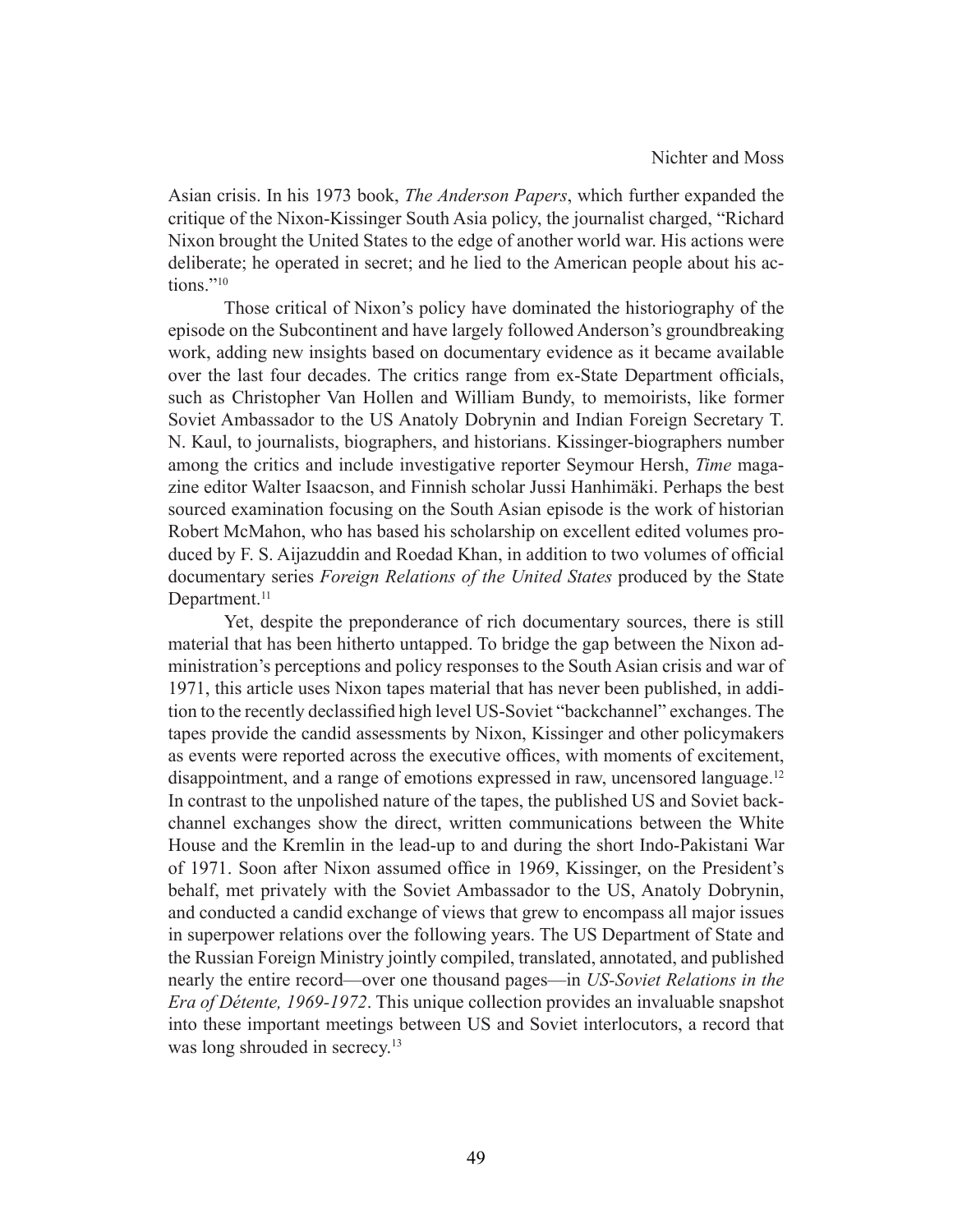Asian crisis. In his 1973 book, *The Anderson Papers*, which further expanded the critique of the Nixon-Kissinger South Asia policy, the journalist charged, "Richard Nixon brought the United States to the edge of another world war. His actions were deliberate; he operated in secret; and he lied to the American people about his actions."[10]

Those critical of Nixon's policy have dominated the historiography of the episode on the Subcontinent and have largely followed Anderson's groundbreaking work, adding new insights based on documentary evidence as it became available over the last four decades. The critics range from ex-State Department officials, such as Christopher Van Hollen and William Bundy, to memoirists, like former Soviet Ambassador to the US Anatoly Dobrynin and Indian Foreign Secretary T. N. Kaul, to journalists, biographers, and historians. Kissinger-biographers number among the critics and include investigative reporter Seymour Hersh, *Time* magazine editor Walter Isaacson, and Finnish scholar Jussi Hanhimäki. Perhaps the best sourced examination focusing on the South Asian episode is the work of historian Robert McMahon, who has based his scholarship on excellent edited volumes produced by F. S. Aijazuddin and Roedad Khan, in addition to two volumes of official documentary series *Foreign Relations of the United States* produced by the State Department.[11]

Yet, despite the preponderance of rich documentary sources, there is still material that has been hitherto untapped. To bridge the gap between the Nixon administration's perceptions and policy responses to the South Asian crisis and war of 1971, this article uses Nixon tapes material that has never been published, in addition to the recently declassified high level US-Soviet "backchannel" exchanges. The tapes provide the candid assessments by Nixon, Kissinger and other policymakers as events were reported across the executive offices, with moments of excitement, disappointment, and a range of emotions expressed in raw, uncensored language.[12] In contrast to the unpolished nature of the tapes, the published US and Soviet backchannel exchanges show the direct, written communications between the White House and the Kremlin in the lead-up to and during the short Indo-Pakistani War of 1971. Soon after Nixon assumed office in 1969, Kissinger, on the President's behalf, met privately with the Soviet Ambassador to the US, Anatoly Dobrynin, and conducted a candid exchange of views that grew to encompass all major issues in superpower relations over the following years. The US Department of State and the Russian Foreign Ministry jointly compiled, translated, annotated, and published nearly the entire record—over one thousand pages—in *US-Soviet Relations in the Era of Détente, 1969-1972*. This unique collection provides an invaluable snapshot into these important meetings between US and Soviet interlocutors, a record that was long shrouded in secrecy.[13]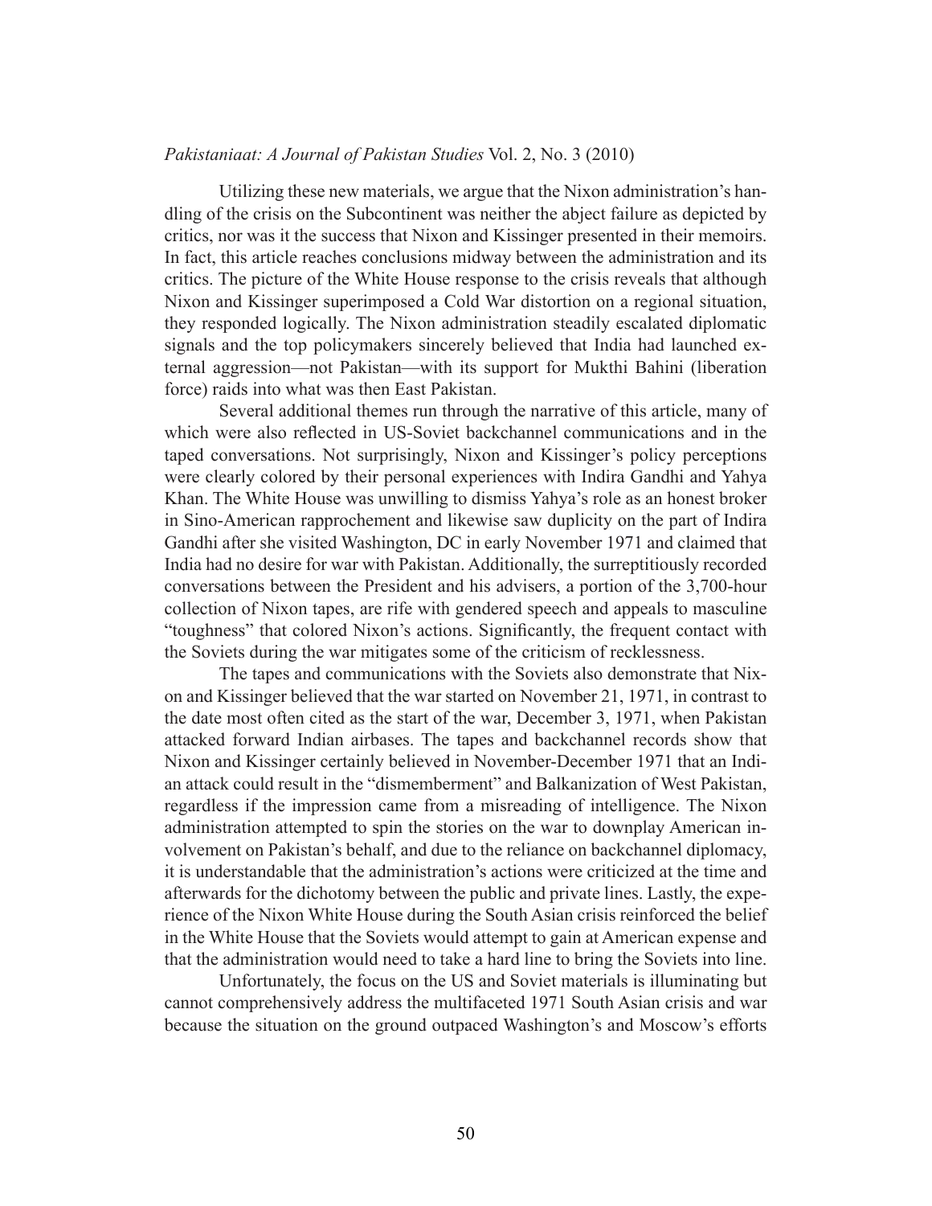Utilizing these new materials, we argue that the Nixon administration's handling of the crisis on the Subcontinent was neither the abject failure as depicted by critics, nor was it the success that Nixon and Kissinger presented in their memoirs. In fact, this article reaches conclusions midway between the administration and its critics. The picture of the White House response to the crisis reveals that although Nixon and Kissinger superimposed a Cold War distortion on a regional situation, they responded logically. The Nixon administration steadily escalated diplomatic signals and the top policymakers sincerely believed that India had launched external aggression—not Pakistan—with its support for Mukthi Bahini (liberation force) raids into what was then East Pakistan.

Several additional themes run through the narrative of this article, many of which were also reflected in US-Soviet backchannel communications and in the taped conversations. Not surprisingly, Nixon and Kissinger's policy perceptions were clearly colored by their personal experiences with Indira Gandhi and Yahya Khan. The White House was unwilling to dismiss Yahya's role as an honest broker in Sino-American rapprochement and likewise saw duplicity on the part of Indira Gandhi after she visited Washington, DC in early November 1971 and claimed that India had no desire for war with Pakistan. Additionally, the surreptitiously recorded conversations between the President and his advisers, a portion of the 3,700-hour collection of Nixon tapes, are rife with gendered speech and appeals to masculine "toughness" that colored Nixon's actions. Significantly, the frequent contact with the Soviets during the war mitigates some of the criticism of recklessness.

The tapes and communications with the Soviets also demonstrate that Nixon and Kissinger believed that the war started on November 21, 1971, in contrast to the date most often cited as the start of the war, December 3, 1971, when Pakistan attacked forward Indian airbases. The tapes and backchannel records show that Nixon and Kissinger certainly believed in November-December 1971 that an Indian attack could result in the "dismemberment" and Balkanization of West Pakistan, regardless if the impression came from a misreading of intelligence. The Nixon administration attempted to spin the stories on the war to downplay American involvement on Pakistan's behalf, and due to the reliance on backchannel diplomacy, it is understandable that the administration's actions were criticized at the time and afterwards for the dichotomy between the public and private lines. Lastly, the experience of the Nixon White House during the South Asian crisis reinforced the belief in the White House that the Soviets would attempt to gain at American expense and that the administration would need to take a hard line to bring the Soviets into line.

Unfortunately, the focus on the US and Soviet materials is illuminating but cannot comprehensively address the multifaceted 1971 South Asian crisis and war because the situation on the ground outpaced Washington's and Moscow's efforts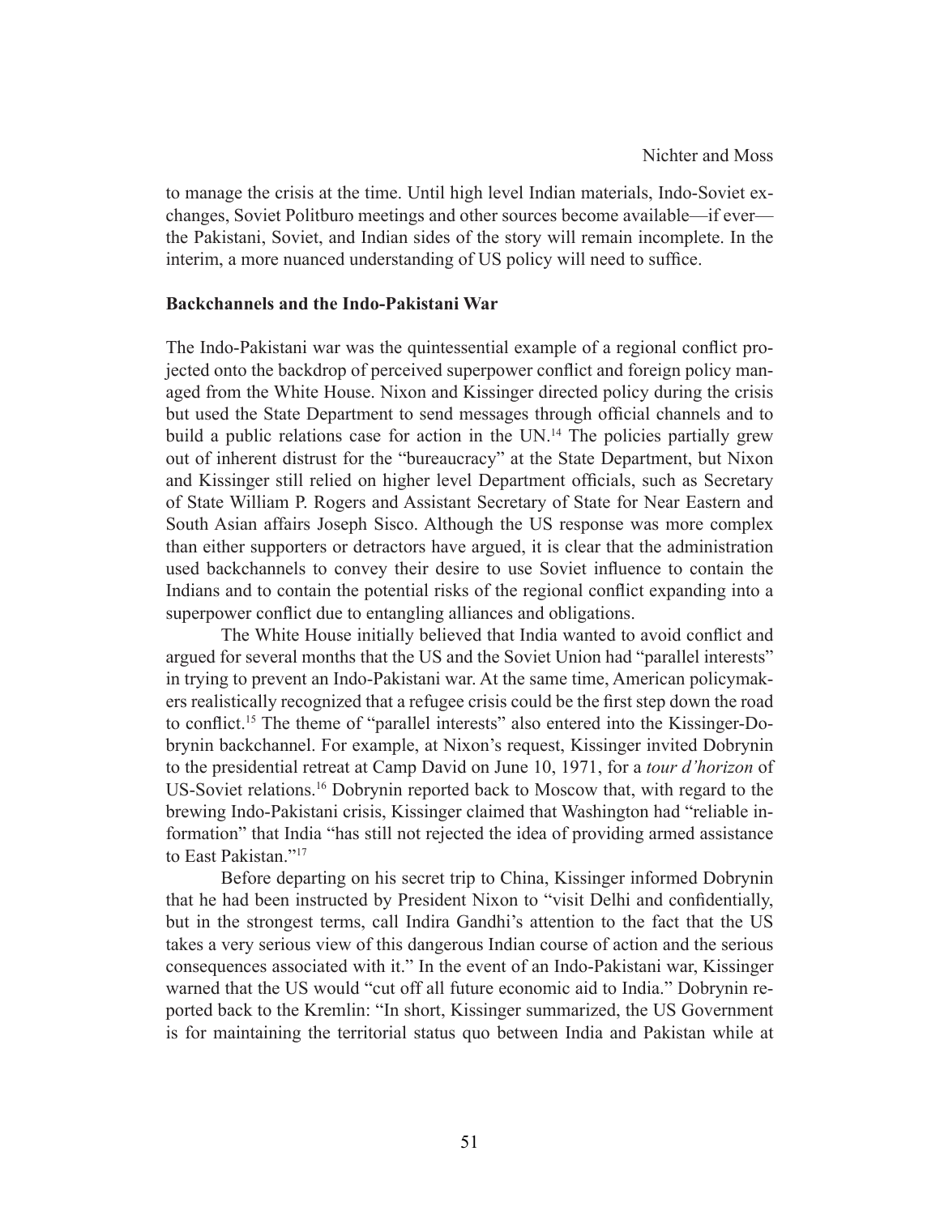to manage the crisis at the time. Until high level Indian materials, Indo-Soviet exchanges, Soviet Politburo meetings and other sources become available—if ever—the Pakistani, Soviet, and Indian sides of the story will remain incomplete. In the interim, a more nuanced understanding of US policy will need to suffice.

## Backchannels and the Indo-Pakistani War

The Indo-Pakistani war was the quintessential example of a regional conflict projected onto the backdrop of perceived superpower conflict and foreign policy managed from the White House. Nixon and Kissinger directed policy during the crisis but used the State Department to send messages through official channels and to build a public relations case for action in the UN.[14] The policies partially grew out of inherent distrust for the "bureaucracy" at the State Department, but Nixon and Kissinger still relied on higher level Department officials, such as Secretary of State William P. Rogers and Assistant Secretary of State for Near Eastern and South Asian affairs Joseph Sisco. Although the US response was more complex than either supporters or detractors have argued, it is clear that the administration used backchannels to convey their desire to use Soviet influence to contain the Indians and to contain the potential risks of the regional conflict expanding into a superpower conflict due to entangling alliances and obligations.

The White House initially believed that India wanted to avoid conflict and argued for several months that the US and the Soviet Union had "parallel interests" in trying to prevent an Indo-Pakistani war. At the same time, American policymakers realistically recognized that a refugee crisis could be the first step down the road to conflict.[15] The theme of "parallel interests" also entered into the Kissinger-Dobrynin backchannel. For example, at Nixon's request, Kissinger invited Dobrynin to the presidential retreat at Camp David on June 10, 1971, for a *tour d'horizon* of US-Soviet relations.[16] Dobrynin reported back to Moscow that, with regard to the brewing Indo-Pakistani crisis, Kissinger claimed that Washington had "reliable information" that India "has still not rejected the idea of providing armed assistance to East Pakistan."[17]

Before departing on his secret trip to China, Kissinger informed Dobrynin that he had been instructed by President Nixon to "visit Delhi and confidentially, but in the strongest terms, call Indira Gandhi's attention to the fact that the US takes a very serious view of this dangerous Indian course of action and the serious consequences associated with it." In the event of an Indo-Pakistani war, Kissinger warned that the US would "cut off all future economic aid to India." Dobrynin reported back to the Kremlin: "In short, Kissinger summarized, the US Government is for maintaining the territorial status quo between India and Pakistan while at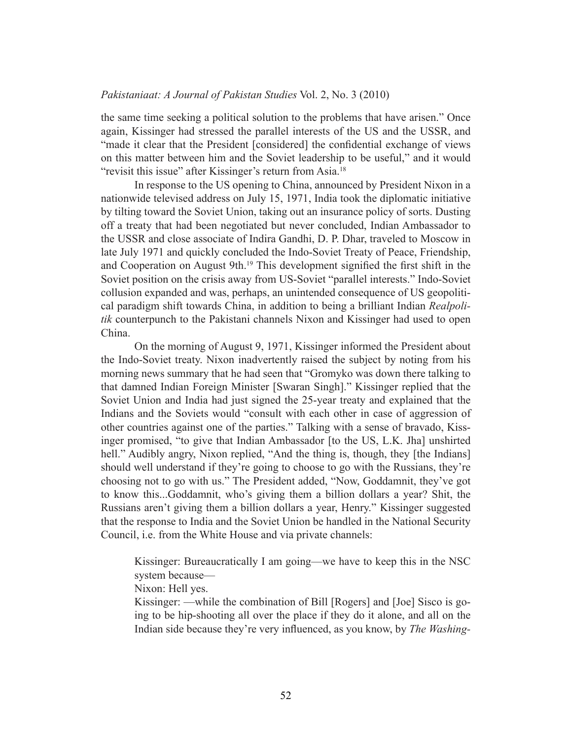the same time seeking a political solution to the problems that have arisen." Once again, Kissinger had stressed the parallel interests of the US and the USSR, and "made it clear that the President [considered] the confidential exchange of views on this matter between him and the Soviet leadership to be useful," and it would "revisit this issue" after Kissinger's return from Asia.[18]

In response to the US opening to China, announced by President Nixon in a nationwide televised address on July 15, 1971, India took the diplomatic initiative by tilting toward the Soviet Union, taking out an insurance policy of sorts. Dusting off a treaty that had been negotiated but never concluded, Indian Ambassador to the USSR and close associate of Indira Gandhi, D. P. Dhar, traveled to Moscow in late July 1971 and quickly concluded the Indo-Soviet Treaty of Peace, Friendship, and Cooperation on August 9th.[19] This development signified the first shift in the Soviet position on the crisis away from US-Soviet "parallel interests." Indo-Soviet collusion expanded and was, perhaps, an unintended consequence of US geopolitical paradigm shift towards China, in addition to being a brilliant Indian *Realpolitik* counterpunch to the Pakistani channels Nixon and Kissinger had used to open China.

On the morning of August 9, 1971, Kissinger informed the President about the Indo-Soviet treaty. Nixon inadvertently raised the subject by noting from his morning news summary that he had seen that "Gromyko was down there talking to that damned Indian Foreign Minister [Swaran Singh]." Kissinger replied that the Soviet Union and India had just signed the 25-year treaty and explained that the Indians and the Soviets would "consult with each other in case of aggression of other countries against one of the parties." Talking with a sense of bravado, Kissinger promised, "to give that Indian Ambassador [to the US, L.K. Jha] unshirted hell." Audibly angry, Nixon replied, "And the thing is, though, they [the Indians] should well understand if they're going to choose to go with the Russians, they're choosing not to go with us." The President added, "Now, Goddamnit, they've got to know this...Goddamnit, who's giving them a billion dollars a year? Shit, the Russians aren't giving them a billion dollars a year, Henry." Kissinger suggested that the response to India and the Soviet Union be handled in the National Security Council, i.e. from the White House and via private channels:

> Kissinger: Bureaucratically I am going—we have to keep this in the NSC system because—
> Nixon: Hell yes.
> Kissinger: —while the combination of Bill [Rogers] and [Joe] Sisco is going to be hip-shooting all over the place if they do it alone, and all on the Indian side because they're very influenced, as you know, by *The Washing-*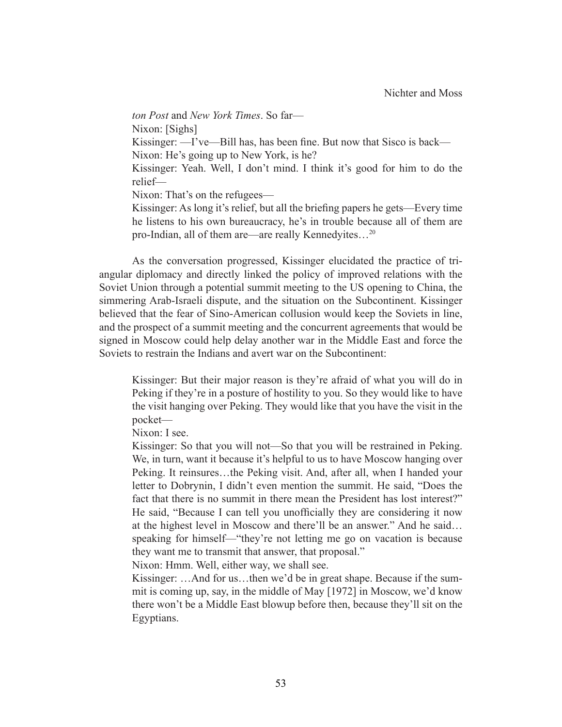*ton Post* and *New York Times*. So far—

Nixon: [Sighs]

Kissinger: —I've—Bill has, has been fine. But now that Sisco is back—

Nixon: He's going up to New York, is he?

Kissinger: Yeah. Well, I don't mind. I think it's good for him to do the relief—

Nixon: That's on the refugees—

Kissinger: As long it's relief, but all the briefing papers he gets—Every time he listens to his own bureaucracy, he's in trouble because all of them are pro-Indian, all of them are—are really Kennedyites…[20]

As the conversation progressed, Kissinger elucidated the practice of triangular diplomacy and directly linked the policy of improved relations with the Soviet Union through a potential summit meeting to the US opening to China, the simmering Arab-Israeli dispute, and the situation on the Subcontinent. Kissinger believed that the fear of Sino-American collusion would keep the Soviets in line, and the prospect of a summit meeting and the concurrent agreements that would be signed in Moscow could help delay another war in the Middle East and force the Soviets to restrain the Indians and avert war on the Subcontinent:

Kissinger: But their major reason is they're afraid of what you will do in Peking if they're in a posture of hostility to you. So they would like to have the visit hanging over Peking. They would like that you have the visit in the pocket—

Nixon: I see.

Kissinger: So that you will not—So that you will be restrained in Peking. We, in turn, want it because it's helpful to us to have Moscow hanging over Peking. It reinsures…the Peking visit. And, after all, when I handed your letter to Dobrynin, I didn't even mention the summit. He said, "Does the fact that there is no summit in there mean the President has lost interest?" He said, "Because I can tell you unofficially they are considering it now at the highest level in Moscow and there'll be an answer." And he said… speaking for himself—"they're not letting me go on vacation is because they want me to transmit that answer, that proposal."

Nixon: Hmm. Well, either way, we shall see.

Kissinger: …And for us…then we'd be in great shape. Because if the summit is coming up, say, in the middle of May [1972] in Moscow, we'd know there won't be a Middle East blowup before then, because they'll sit on the Egyptians.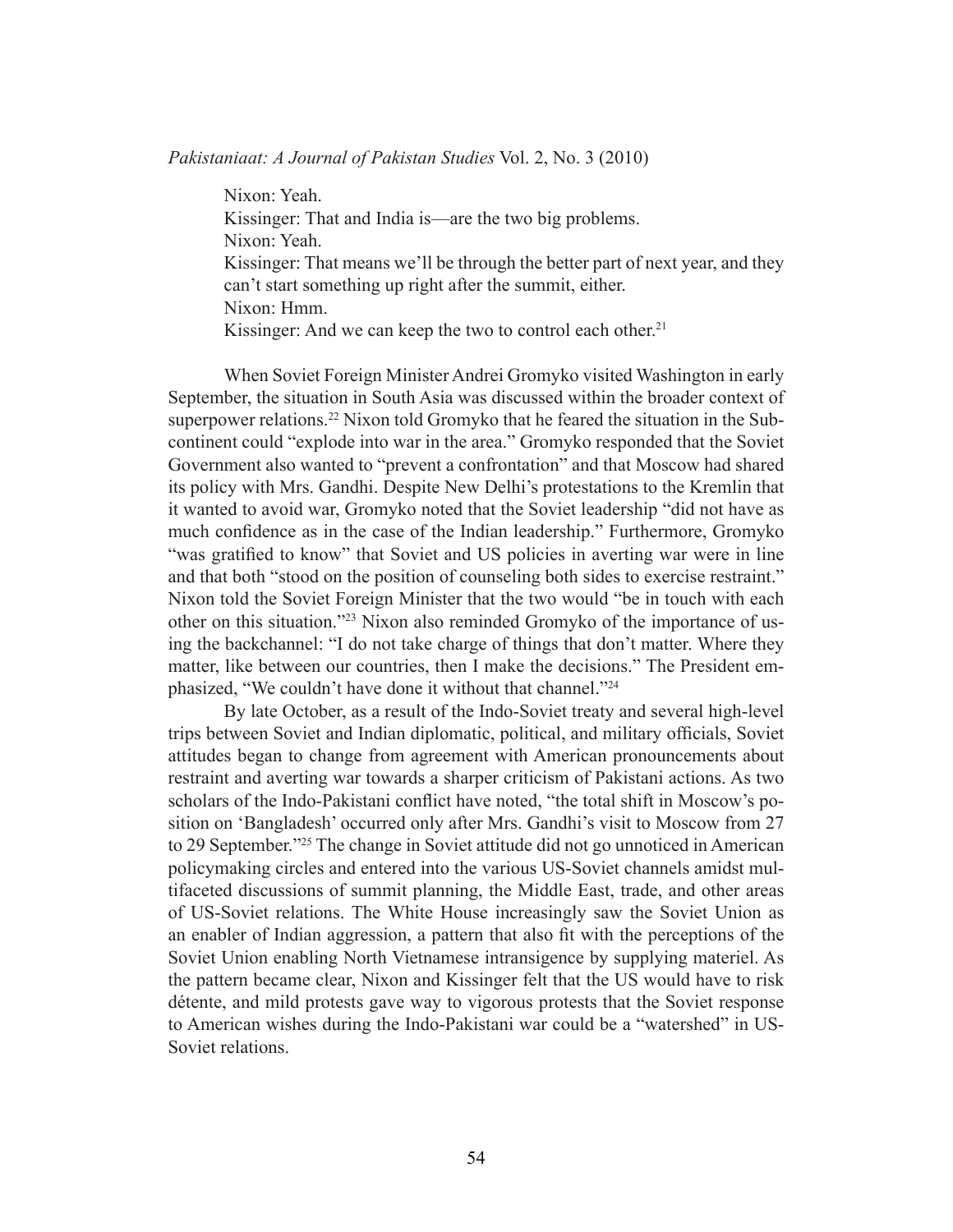Nixon: Yeah.

Kissinger: That and India is—are the two big problems.

Nixon: Yeah.

Kissinger: That means we'll be through the better part of next year, and they can't start something up right after the summit, either.

Nixon: Hmm.

Kissinger: And we can keep the two to control each other.[21]

When Soviet Foreign Minister Andrei Gromyko visited Washington in early September, the situation in South Asia was discussed within the broader context of superpower relations.[22] Nixon told Gromyko that he feared the situation in the Subcontinent could "explode into war in the area." Gromyko responded that the Soviet Government also wanted to "prevent a confrontation" and that Moscow had shared its policy with Mrs. Gandhi. Despite New Delhi's protestations to the Kremlin that it wanted to avoid war, Gromyko noted that the Soviet leadership "did not have as much confidence as in the case of the Indian leadership." Furthermore, Gromyko "was gratified to know" that Soviet and US policies in averting war were in line and that both "stood on the position of counseling both sides to exercise restraint." Nixon told the Soviet Foreign Minister that the two would "be in touch with each other on this situation."[23] Nixon also reminded Gromyko of the importance of using the backchannel: "I do not take charge of things that don't matter. Where they matter, like between our countries, then I make the decisions." The President emphasized, "We couldn't have done it without that channel."[24]

By late October, as a result of the Indo-Soviet treaty and several high-level trips between Soviet and Indian diplomatic, political, and military officials, Soviet attitudes began to change from agreement with American pronouncements about restraint and averting war towards a sharper criticism of Pakistani actions. As two scholars of the Indo-Pakistani conflict have noted, "the total shift in Moscow's position on 'Bangladesh' occurred only after Mrs. Gandhi's visit to Moscow from 27 to 29 September."[25] The change in Soviet attitude did not go unnoticed in American policymaking circles and entered into the various US-Soviet channels amidst multifaceted discussions of summit planning, the Middle East, trade, and other areas of US-Soviet relations. The White House increasingly saw the Soviet Union as an enabler of Indian aggression, a pattern that also fit with the perceptions of the Soviet Union enabling North Vietnamese intransigence by supplying materiel. As the pattern became clear, Nixon and Kissinger felt that the US would have to risk détente, and mild protests gave way to vigorous protests that the Soviet response to American wishes during the Indo-Pakistani war could be a "watershed" in US-Soviet relations.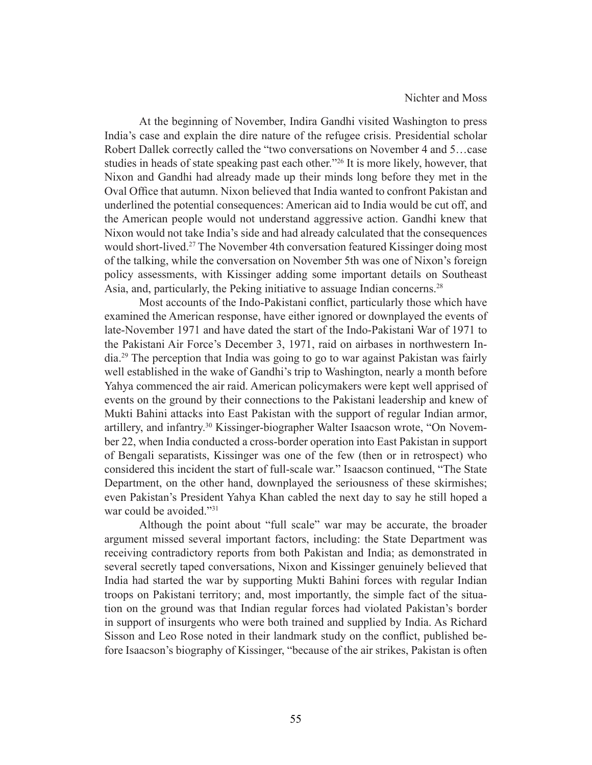At the beginning of November, Indira Gandhi visited Washington to press India's case and explain the dire nature of the refugee crisis. Presidential scholar Robert Dallek correctly called the "two conversations on November 4 and 5…case studies in heads of state speaking past each other."[26] It is more likely, however, that Nixon and Gandhi had already made up their minds long before they met in the Oval Office that autumn. Nixon believed that India wanted to confront Pakistan and underlined the potential consequences: American aid to India would be cut off, and the American people would not understand aggressive action. Gandhi knew that Nixon would not take India's side and had already calculated that the consequences would short-lived.[27] The November 4th conversation featured Kissinger doing most of the talking, while the conversation on November 5th was one of Nixon's foreign policy assessments, with Kissinger adding some important details on Southeast Asia, and, particularly, the Peking initiative to assuage Indian concerns.[28]

Most accounts of the Indo-Pakistani conflict, particularly those which have examined the American response, have either ignored or downplayed the events of late-November 1971 and have dated the start of the Indo-Pakistani War of 1971 to the Pakistani Air Force's December 3, 1971, raid on airbases in northwestern India.[29] The perception that India was going to go to war against Pakistan was fairly well established in the wake of Gandhi's trip to Washington, nearly a month before Yahya commenced the air raid. American policymakers were kept well apprised of events on the ground by their connections to the Pakistani leadership and knew of Mukti Bahini attacks into East Pakistan with the support of regular Indian armor, artillery, and infantry.[30] Kissinger-biographer Walter Isaacson wrote, "On November 22, when India conducted a cross-border operation into East Pakistan in support of Bengali separatists, Kissinger was one of the few (then or in retrospect) who considered this incident the start of full-scale war." Isaacson continued, "The State Department, on the other hand, downplayed the seriousness of these skirmishes; even Pakistan's President Yahya Khan cabled the next day to say he still hoped a war could be avoided."[31]

Although the point about "full scale" war may be accurate, the broader argument missed several important factors, including: the State Department was receiving contradictory reports from both Pakistan and India; as demonstrated in several secretly taped conversations, Nixon and Kissinger genuinely believed that India had started the war by supporting Mukti Bahini forces with regular Indian troops on Pakistani territory; and, most importantly, the simple fact of the situation on the ground was that Indian regular forces had violated Pakistan's border in support of insurgents who were both trained and supplied by India. As Richard Sisson and Leo Rose noted in their landmark study on the conflict, published before Isaacson's biography of Kissinger, "because of the air strikes, Pakistan is often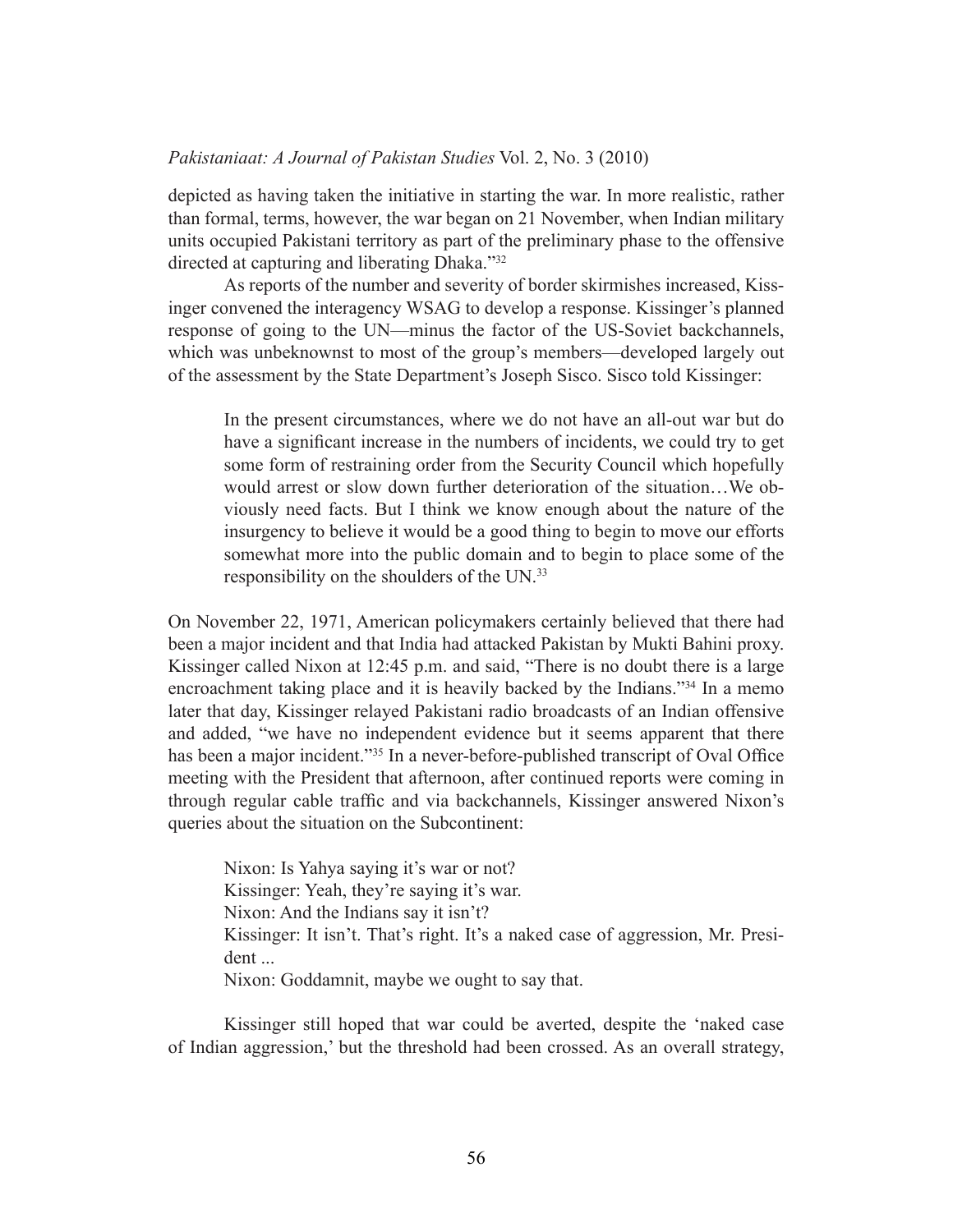depicted as having taken the initiative in starting the war. In more realistic, rather than formal, terms, however, the war began on 21 November, when Indian military units occupied Pakistani territory as part of the preliminary phase to the offensive directed at capturing and liberating Dhaka."[32]

As reports of the number and severity of border skirmishes increased, Kissinger convened the interagency WSAG to develop a response. Kissinger's planned response of going to the UN—minus the factor of the US-Soviet backchannels, which was unbeknownst to most of the group's members—developed largely out of the assessment by the State Department's Joseph Sisco. Sisco told Kissinger:

> In the present circumstances, where we do not have an all-out war but do have a significant increase in the numbers of incidents, we could try to get some form of restraining order from the Security Council which hopefully would arrest or slow down further deterioration of the situation…We obviously need facts. But I think we know enough about the nature of the insurgency to believe it would be a good thing to begin to move our efforts somewhat more into the public domain and to begin to place some of the responsibility on the shoulders of the UN.[33]

On November 22, 1971, American policymakers certainly believed that there had been a major incident and that India had attacked Pakistan by Mukti Bahini proxy. Kissinger called Nixon at 12:45 p.m. and said, "There is no doubt there is a large encroachment taking place and it is heavily backed by the Indians."[34] In a memo later that day, Kissinger relayed Pakistani radio broadcasts of an Indian offensive and added, "we have no independent evidence but it seems apparent that there has been a major incident."[35] In a never-before-published transcript of Oval Office meeting with the President that afternoon, after continued reports were coming in through regular cable traffic and via backchannels, Kissinger answered Nixon's queries about the situation on the Subcontinent:

> Nixon: Is Yahya saying it's war or not?
> Kissinger: Yeah, they're saying it's war.
> Nixon: And the Indians say it isn't?
> Kissinger: It isn't. That's right. It's a naked case of aggression, Mr. President ...
> Nixon: Goddamnit, maybe we ought to say that.

Kissinger still hoped that war could be averted, despite the 'naked case of Indian aggression,' but the threshold had been crossed. As an overall strategy,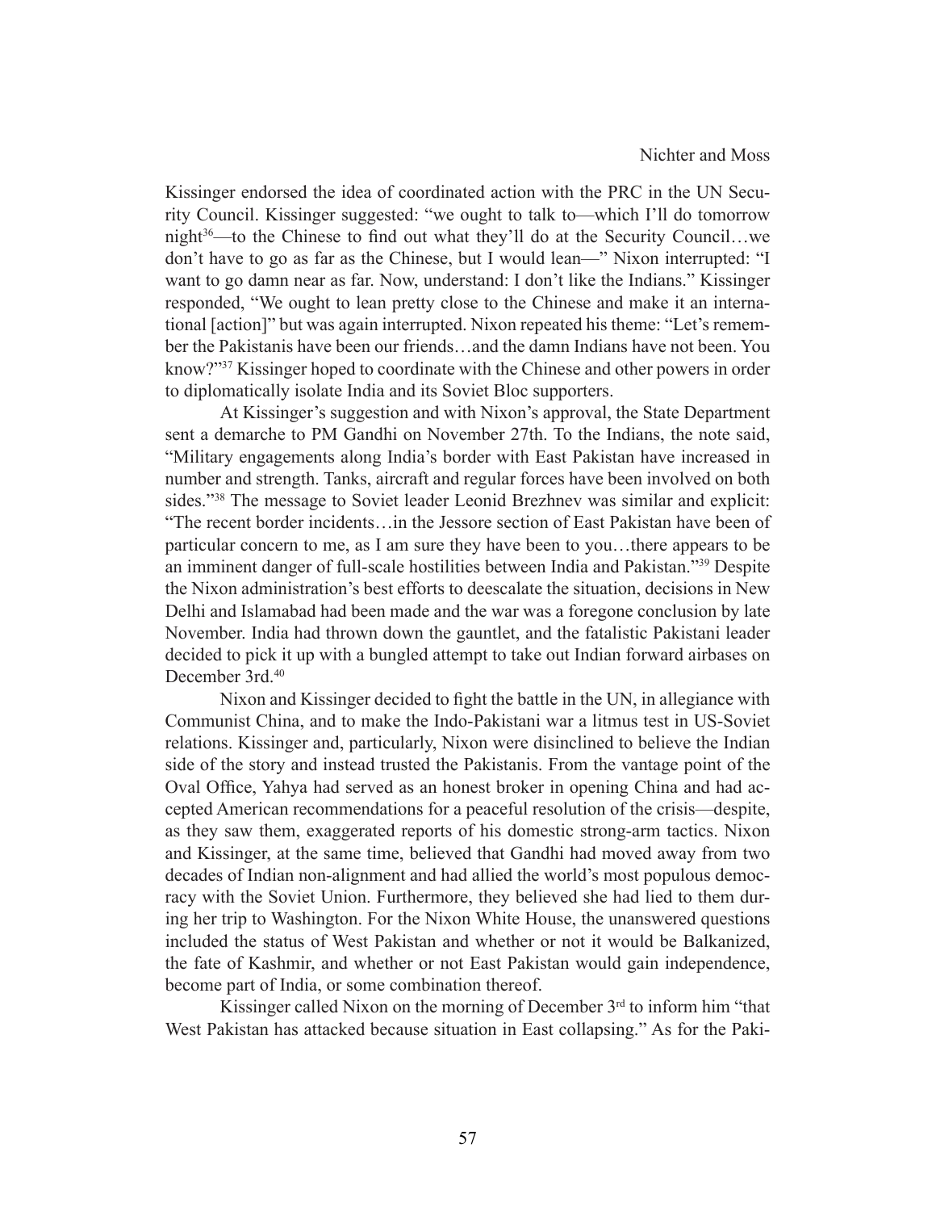Kissinger endorsed the idea of coordinated action with the PRC in the UN Security Council. Kissinger suggested: "we ought to talk to—which I'll do tomorrow night[36]—to the Chinese to find out what they'll do at the Security Council…we don't have to go as far as the Chinese, but I would lean—" Nixon interrupted: "I want to go damn near as far. Now, understand: I don't like the Indians." Kissinger responded, "We ought to lean pretty close to the Chinese and make it an international [action]" but was again interrupted. Nixon repeated his theme: "Let's remember the Pakistanis have been our friends…and the damn Indians have not been. You know?"[37] Kissinger hoped to coordinate with the Chinese and other powers in order to diplomatically isolate India and its Soviet Bloc supporters.

At Kissinger's suggestion and with Nixon's approval, the State Department sent a demarche to PM Gandhi on November 27th. To the Indians, the note said, "Military engagements along India's border with East Pakistan have increased in number and strength. Tanks, aircraft and regular forces have been involved on both sides."[38] The message to Soviet leader Leonid Brezhnev was similar and explicit: "The recent border incidents…in the Jessore section of East Pakistan have been of particular concern to me, as I am sure they have been to you…there appears to be an imminent danger of full-scale hostilities between India and Pakistan."[39] Despite the Nixon administration's best efforts to deescalate the situation, decisions in New Delhi and Islamabad had been made and the war was a foregone conclusion by late November. India had thrown down the gauntlet, and the fatalistic Pakistani leader decided to pick it up with a bungled attempt to take out Indian forward airbases on December 3rd.[40]

Nixon and Kissinger decided to fight the battle in the UN, in allegiance with Communist China, and to make the Indo-Pakistani war a litmus test in US-Soviet relations. Kissinger and, particularly, Nixon were disinclined to believe the Indian side of the story and instead trusted the Pakistanis. From the vantage point of the Oval Office, Yahya had served as an honest broker in opening China and had accepted American recommendations for a peaceful resolution of the crisis—despite, as they saw them, exaggerated reports of his domestic strong-arm tactics. Nixon and Kissinger, at the same time, believed that Gandhi had moved away from two decades of Indian non-alignment and had allied the world's most populous democracy with the Soviet Union. Furthermore, they believed she had lied to them during her trip to Washington. For the Nixon White House, the unanswered questions included the status of West Pakistan and whether or not it would be Balkanized, the fate of Kashmir, and whether or not East Pakistan would gain independence, become part of India, or some combination thereof.

Kissinger called Nixon on the morning of December 3rd to inform him "that West Pakistan has attacked because situation in East collapsing." As for the Paki-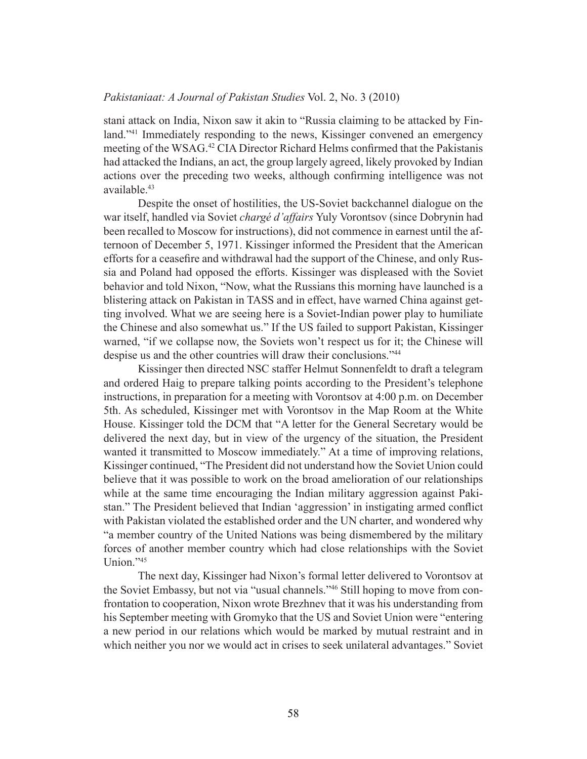stani attack on India, Nixon saw it akin to "Russia claiming to be attacked by Finland."[41] Immediately responding to the news, Kissinger convened an emergency meeting of the WSAG.[42] CIA Director Richard Helms confirmed that the Pakistanis had attacked the Indians, an act, the group largely agreed, likely provoked by Indian actions over the preceding two weeks, although confirming intelligence was not available.[43]

Despite the onset of hostilities, the US-Soviet backchannel dialogue on the war itself, handled via Soviet *chargé d'affairs* Yuly Vorontsov (since Dobrynin had been recalled to Moscow for instructions), did not commence in earnest until the afternoon of December 5, 1971. Kissinger informed the President that the American efforts for a ceasefire and withdrawal had the support of the Chinese, and only Russia and Poland had opposed the efforts. Kissinger was displeased with the Soviet behavior and told Nixon, "Now, what the Russians this morning have launched is a blistering attack on Pakistan in TASS and in effect, have warned China against getting involved. What we are seeing here is a Soviet-Indian power play to humiliate the Chinese and also somewhat us." If the US failed to support Pakistan, Kissinger warned, "if we collapse now, the Soviets won't respect us for it; the Chinese will despise us and the other countries will draw their conclusions."[44]

Kissinger then directed NSC staffer Helmut Sonnenfeldt to draft a telegram and ordered Haig to prepare talking points according to the President's telephone instructions, in preparation for a meeting with Vorontsov at 4:00 p.m. on December 5th. As scheduled, Kissinger met with Vorontsov in the Map Room at the White House. Kissinger told the DCM that "A letter for the General Secretary would be delivered the next day, but in view of the urgency of the situation, the President wanted it transmitted to Moscow immediately." At a time of improving relations, Kissinger continued, "The President did not understand how the Soviet Union could believe that it was possible to work on the broad amelioration of our relationships while at the same time encouraging the Indian military aggression against Pakistan." The President believed that Indian 'aggression' in instigating armed conflict with Pakistan violated the established order and the UN charter, and wondered why "a member country of the United Nations was being dismembered by the military forces of another member country which had close relationships with the Soviet Union."[45]

The next day, Kissinger had Nixon's formal letter delivered to Vorontsov at the Soviet Embassy, but not via "usual channels."[46] Still hoping to move from confrontation to cooperation, Nixon wrote Brezhnev that it was his understanding from his September meeting with Gromyko that the US and Soviet Union were "entering a new period in our relations which would be marked by mutual restraint and in which neither you nor we would act in crises to seek unilateral advantages." Soviet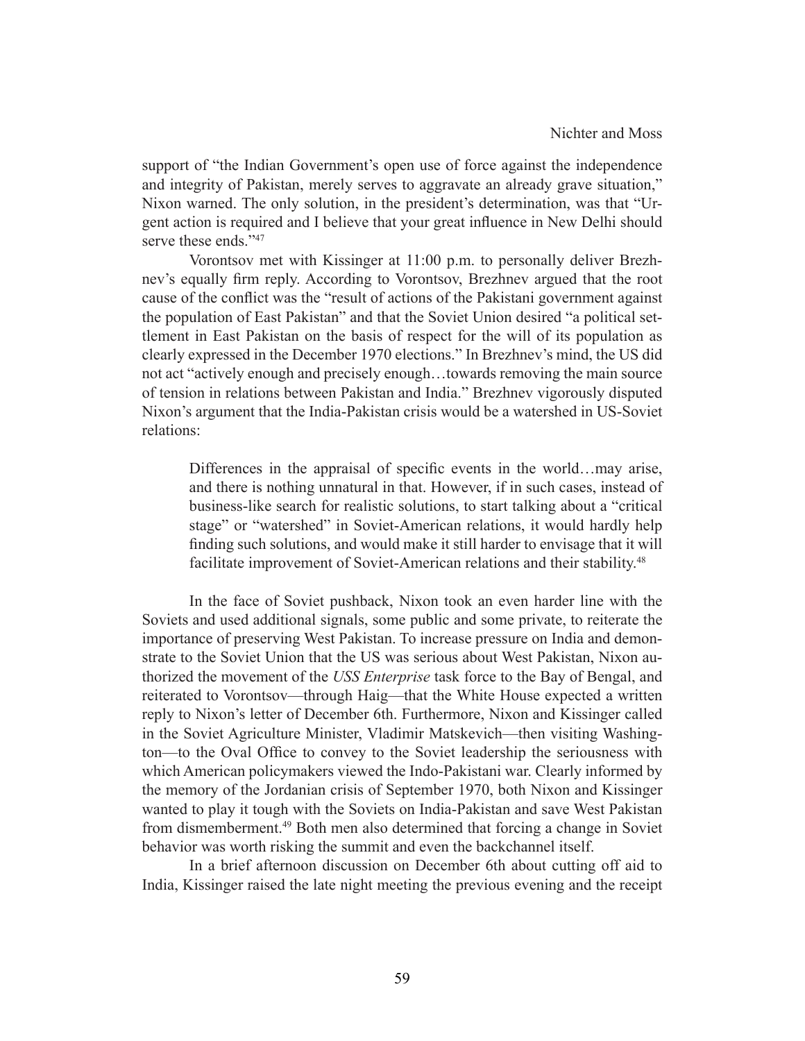support of "the Indian Government's open use of force against the independence and integrity of Pakistan, merely serves to aggravate an already grave situation," Nixon warned. The only solution, in the president's determination, was that "Urgent action is required and I believe that your great influence in New Delhi should serve these ends."[47]

Vorontsov met with Kissinger at 11:00 p.m. to personally deliver Brezhnev's equally firm reply. According to Vorontsov, Brezhnev argued that the root cause of the conflict was the "result of actions of the Pakistani government against the population of East Pakistan" and that the Soviet Union desired "a political settlement in East Pakistan on the basis of respect for the will of its population as clearly expressed in the December 1970 elections." In Brezhnev's mind, the US did not act "actively enough and precisely enough…towards removing the main source of tension in relations between Pakistan and India." Brezhnev vigorously disputed Nixon's argument that the India-Pakistan crisis would be a watershed in US-Soviet relations:

> Differences in the appraisal of specific events in the world…may arise, and there is nothing unnatural in that. However, if in such cases, instead of business-like search for realistic solutions, to start talking about a "critical stage" or "watershed" in Soviet-American relations, it would hardly help finding such solutions, and would make it still harder to envisage that it will facilitate improvement of Soviet-American relations and their stability.[48]

In the face of Soviet pushback, Nixon took an even harder line with the Soviets and used additional signals, some public and some private, to reiterate the importance of preserving West Pakistan. To increase pressure on India and demonstrate to the Soviet Union that the US was serious about West Pakistan, Nixon authorized the movement of the *USS Enterprise* task force to the Bay of Bengal, and reiterated to Vorontsov—through Haig—that the White House expected a written reply to Nixon's letter of December 6th. Furthermore, Nixon and Kissinger called in the Soviet Agriculture Minister, Vladimir Matskevich—then visiting Washington—to the Oval Office to convey to the Soviet leadership the seriousness with which American policymakers viewed the Indo-Pakistani war. Clearly informed by the memory of the Jordanian crisis of September 1970, both Nixon and Kissinger wanted to play it tough with the Soviets on India-Pakistan and save West Pakistan from dismemberment.[49] Both men also determined that forcing a change in Soviet behavior was worth risking the summit and even the backchannel itself.

In a brief afternoon discussion on December 6th about cutting off aid to India, Kissinger raised the late night meeting the previous evening and the receipt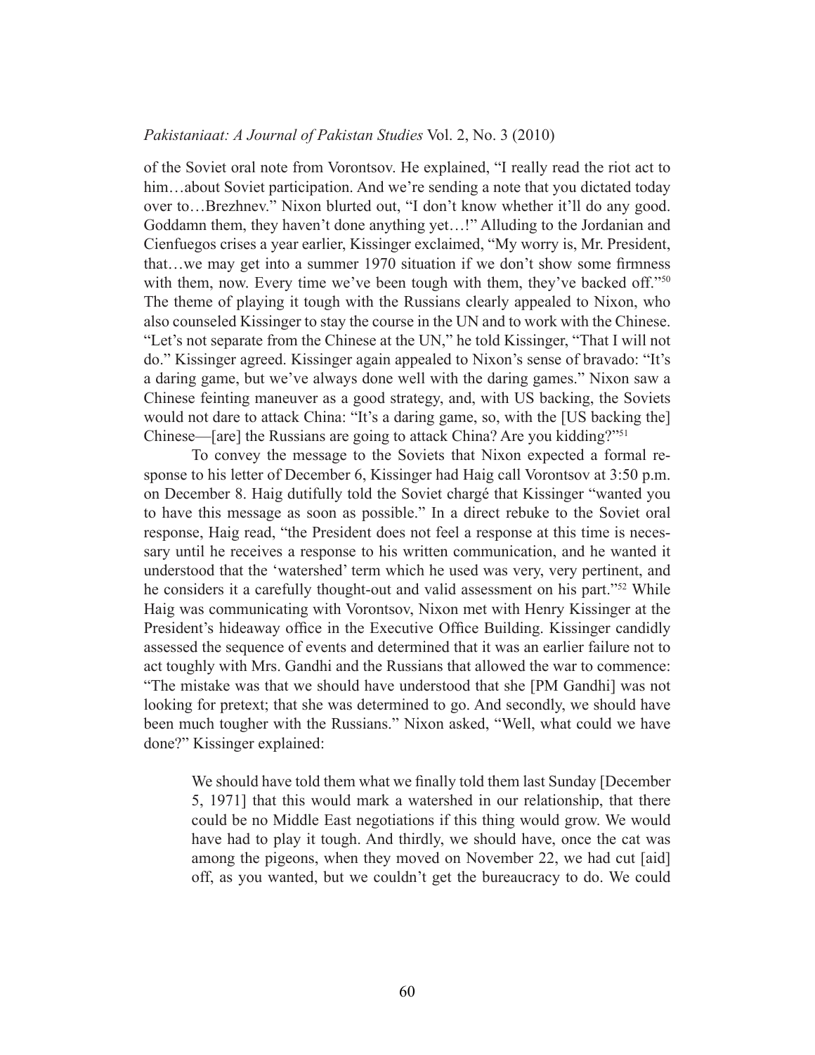of the Soviet oral note from Vorontsov. He explained, "I really read the riot act to him…about Soviet participation. And we're sending a note that you dictated today over to…Brezhnev." Nixon blurted out, "I don't know whether it'll do any good. Goddamn them, they haven't done anything yet…!" Alluding to the Jordanian and Cienfuegos crises a year earlier, Kissinger exclaimed, "My worry is, Mr. President, that…we may get into a summer 1970 situation if we don't show some firmness with them, now. Every time we've been tough with them, they've backed off."[50] The theme of playing it tough with the Russians clearly appealed to Nixon, who also counseled Kissinger to stay the course in the UN and to work with the Chinese. "Let's not separate from the Chinese at the UN," he told Kissinger, "That I will not do." Kissinger agreed. Kissinger again appealed to Nixon's sense of bravado: "It's a daring game, but we've always done well with the daring games." Nixon saw a Chinese feinting maneuver as a good strategy, and, with US backing, the Soviets would not dare to attack China: "It's a daring game, so, with the [US backing the] Chinese—[are] the Russians are going to attack China? Are you kidding?"[51]

To convey the message to the Soviets that Nixon expected a formal response to his letter of December 6, Kissinger had Haig call Vorontsov at 3:50 p.m. on December 8. Haig dutifully told the Soviet chargé that Kissinger "wanted you to have this message as soon as possible." In a direct rebuke to the Soviet oral response, Haig read, "the President does not feel a response at this time is necessary until he receives a response to his written communication, and he wanted it understood that the 'watershed' term which he used was very, very pertinent, and he considers it a carefully thought-out and valid assessment on his part."[52] While Haig was communicating with Vorontsov, Nixon met with Henry Kissinger at the President's hideaway office in the Executive Office Building. Kissinger candidly assessed the sequence of events and determined that it was an earlier failure not to act toughly with Mrs. Gandhi and the Russians that allowed the war to commence: "The mistake was that we should have understood that she [PM Gandhi] was not looking for pretext; that she was determined to go. And secondly, we should have been much tougher with the Russians." Nixon asked, "Well, what could we have done?" Kissinger explained:

> We should have told them what we finally told them last Sunday [December 5, 1971] that this would mark a watershed in our relationship, that there could be no Middle East negotiations if this thing would grow. We would have had to play it tough. And thirdly, we should have, once the cat was among the pigeons, when they moved on November 22, we had cut [aid] off, as you wanted, but we couldn't get the bureaucracy to do. We could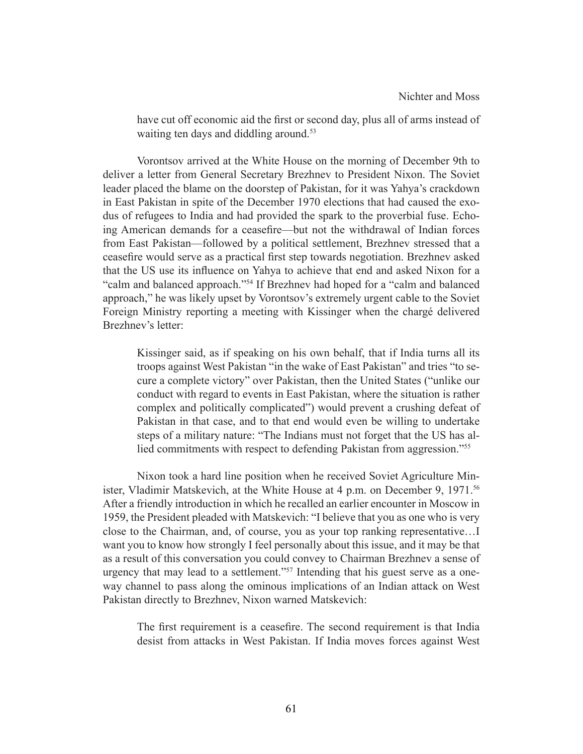> have cut off economic aid the first or second day, plus all of arms instead of waiting ten days and diddling around.[53]

Vorontsov arrived at the White House on the morning of December 9th to deliver a letter from General Secretary Brezhnev to President Nixon. The Soviet leader placed the blame on the doorstep of Pakistan, for it was Yahya's crackdown in East Pakistan in spite of the December 1970 elections that had caused the exodus of refugees to India and had provided the spark to the proverbial fuse. Echoing American demands for a ceasefire—but not the withdrawal of Indian forces from East Pakistan—followed by a political settlement, Brezhnev stressed that a ceasefire would serve as a practical first step towards negotiation. Brezhnev asked that the US use its influence on Yahya to achieve that end and asked Nixon for a "calm and balanced approach."[54] If Brezhnev had hoped for a "calm and balanced approach," he was likely upset by Vorontsov's extremely urgent cable to the Soviet Foreign Ministry reporting a meeting with Kissinger when the chargé delivered Brezhnev's letter:

> Kissinger said, as if speaking on his own behalf, that if India turns all its troops against West Pakistan "in the wake of East Pakistan" and tries "to secure a complete victory" over Pakistan, then the United States ("unlike our conduct with regard to events in East Pakistan, where the situation is rather complex and politically complicated") would prevent a crushing defeat of Pakistan in that case, and to that end would even be willing to undertake steps of a military nature: "The Indians must not forget that the US has allied commitments with respect to defending Pakistan from aggression."[55]

Nixon took a hard line position when he received Soviet Agriculture Minister, Vladimir Matskevich, at the White House at 4 p.m. on December 9, 1971.[56] After a friendly introduction in which he recalled an earlier encounter in Moscow in 1959, the President pleaded with Matskevich: "I believe that you as one who is very close to the Chairman, and, of course, you as your top ranking representative…I want you to know how strongly I feel personally about this issue, and it may be that as a result of this conversation you could convey to Chairman Brezhnev a sense of urgency that may lead to a settlement."[57] Intending that his guest serve as a one-way channel to pass along the ominous implications of an Indian attack on West Pakistan directly to Brezhnev, Nixon warned Matskevich:

> The first requirement is a ceasefire. The second requirement is that India desist from attacks in West Pakistan. If India moves forces against West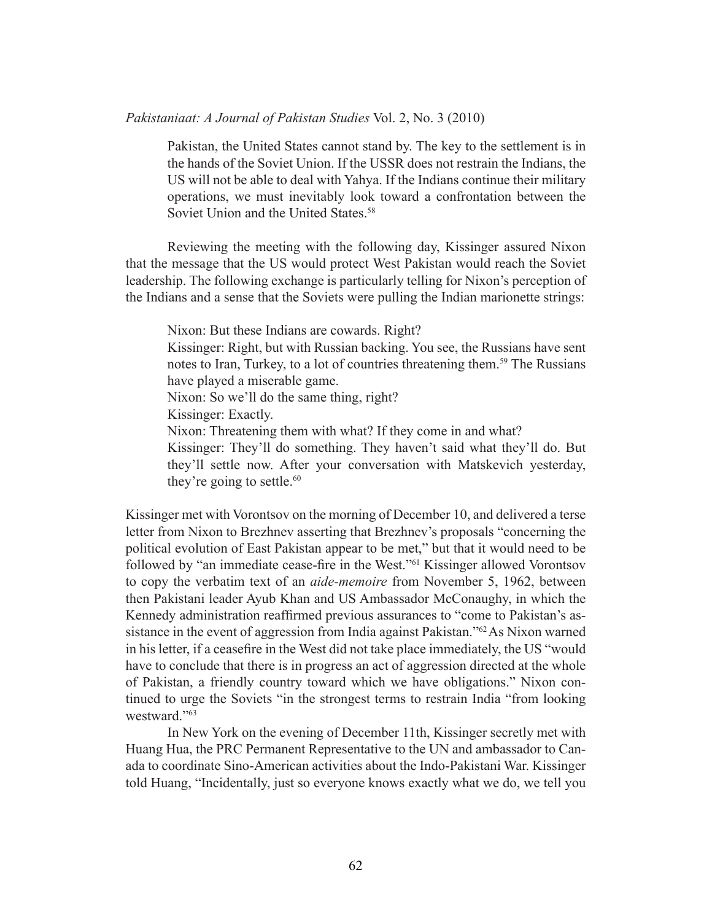> Pakistan, the United States cannot stand by. The key to the settlement is in the hands of the Soviet Union. If the USSR does not restrain the Indians, the US will not be able to deal with Yahya. If the Indians continue their military operations, we must inevitably look toward a confrontation between the Soviet Union and the United States.[58]

Reviewing the meeting with the following day, Kissinger assured Nixon that the message that the US would protect West Pakistan would reach the Soviet leadership. The following exchange is particularly telling for Nixon's perception of the Indians and a sense that the Soviets were pulling the Indian marionette strings:

> Nixon: But these Indians are cowards. Right?
>
> Kissinger: Right, but with Russian backing. You see, the Russians have sent notes to Iran, Turkey, to a lot of countries threatening them.[59] The Russians have played a miserable game.
>
> Nixon: So we'll do the same thing, right?
>
> Kissinger: Exactly.
>
> Nixon: Threatening them with what? If they come in and what?
>
> Kissinger: They'll do something. They haven't said what they'll do. But they'll settle now. After your conversation with Matskevich yesterday, they're going to settle.[60]

Kissinger met with Vorontsov on the morning of December 10, and delivered a terse letter from Nixon to Brezhnev asserting that Brezhnev's proposals "concerning the political evolution of East Pakistan appear to be met," but that it would need to be followed by "an immediate cease-fire in the West."[61] Kissinger allowed Vorontsov to copy the verbatim text of an *aide-memoire* from November 5, 1962, between then Pakistani leader Ayub Khan and US Ambassador McConaughy, in which the Kennedy administration reaffirmed previous assurances to "come to Pakistan's assistance in the event of aggression from India against Pakistan."[62] As Nixon warned in his letter, if a ceasefire in the West did not take place immediately, the US "would have to conclude that there is in progress an act of aggression directed at the whole of Pakistan, a friendly country toward which we have obligations." Nixon continued to urge the Soviets "in the strongest terms to restrain India "from looking westward."[63]

In New York on the evening of December 11th, Kissinger secretly met with Huang Hua, the PRC Permanent Representative to the UN and ambassador to Canada to coordinate Sino-American activities about the Indo-Pakistani War. Kissinger told Huang, "Incidentally, just so everyone knows exactly what we do, we tell you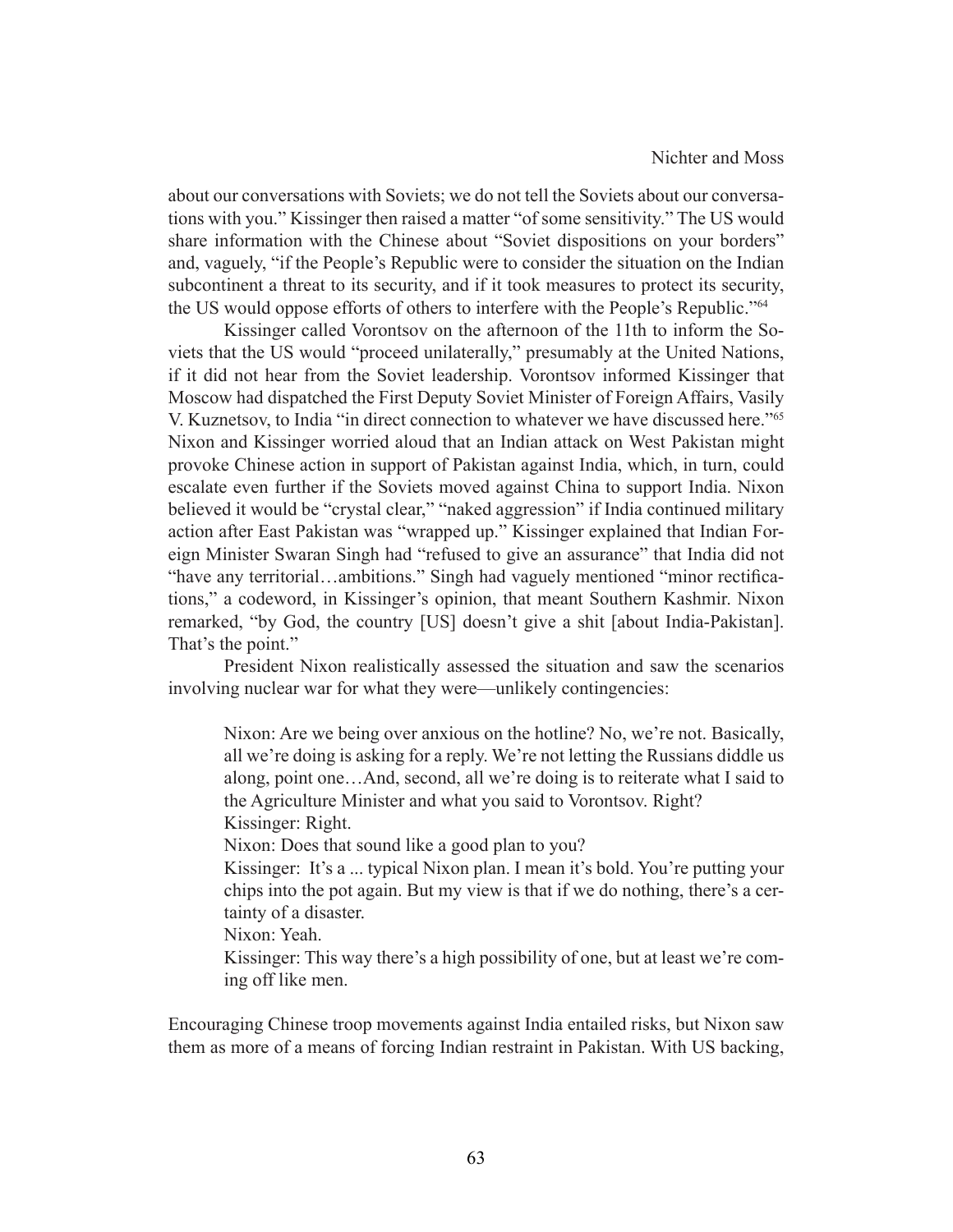about our conversations with Soviets; we do not tell the Soviets about our conversations with you." Kissinger then raised a matter "of some sensitivity." The US would share information with the Chinese about "Soviet dispositions on your borders" and, vaguely, "if the People's Republic were to consider the situation on the Indian subcontinent a threat to its security, and if it took measures to protect its security, the US would oppose efforts of others to interfere with the People's Republic."[64]

Kissinger called Vorontsov on the afternoon of the 11th to inform the Soviets that the US would "proceed unilaterally," presumably at the United Nations, if it did not hear from the Soviet leadership. Vorontsov informed Kissinger that Moscow had dispatched the First Deputy Soviet Minister of Foreign Affairs, Vasily V. Kuznetsov, to India "in direct connection to whatever we have discussed here."[65] Nixon and Kissinger worried aloud that an Indian attack on West Pakistan might provoke Chinese action in support of Pakistan against India, which, in turn, could escalate even further if the Soviets moved against China to support India. Nixon believed it would be "crystal clear," "naked aggression" if India continued military action after East Pakistan was "wrapped up." Kissinger explained that Indian Foreign Minister Swaran Singh had "refused to give an assurance" that India did not "have any territorial…ambitions." Singh had vaguely mentioned "minor rectifications," a codeword, in Kissinger's opinion, that meant Southern Kashmir. Nixon remarked, "by God, the country [US] doesn't give a shit [about India-Pakistan]. That's the point."

President Nixon realistically assessed the situation and saw the scenarios involving nuclear war for what they were—unlikely contingencies:

> Nixon: Are we being over anxious on the hotline? No, we're not. Basically, all we're doing is asking for a reply. We're not letting the Russians diddle us along, point one…And, second, all we're doing is to reiterate what I said to the Agriculture Minister and what you said to Vorontsov. Right?
> Kissinger: Right.
> Nixon: Does that sound like a good plan to you?
> Kissinger: It's a ... typical Nixon plan. I mean it's bold. You're putting your chips into the pot again. But my view is that if we do nothing, there's a certainty of a disaster.
> Nixon: Yeah.
> Kissinger: This way there's a high possibility of one, but at least we're coming off like men.

Encouraging Chinese troop movements against India entailed risks, but Nixon saw them as more of a means of forcing Indian restraint in Pakistan. With US backing,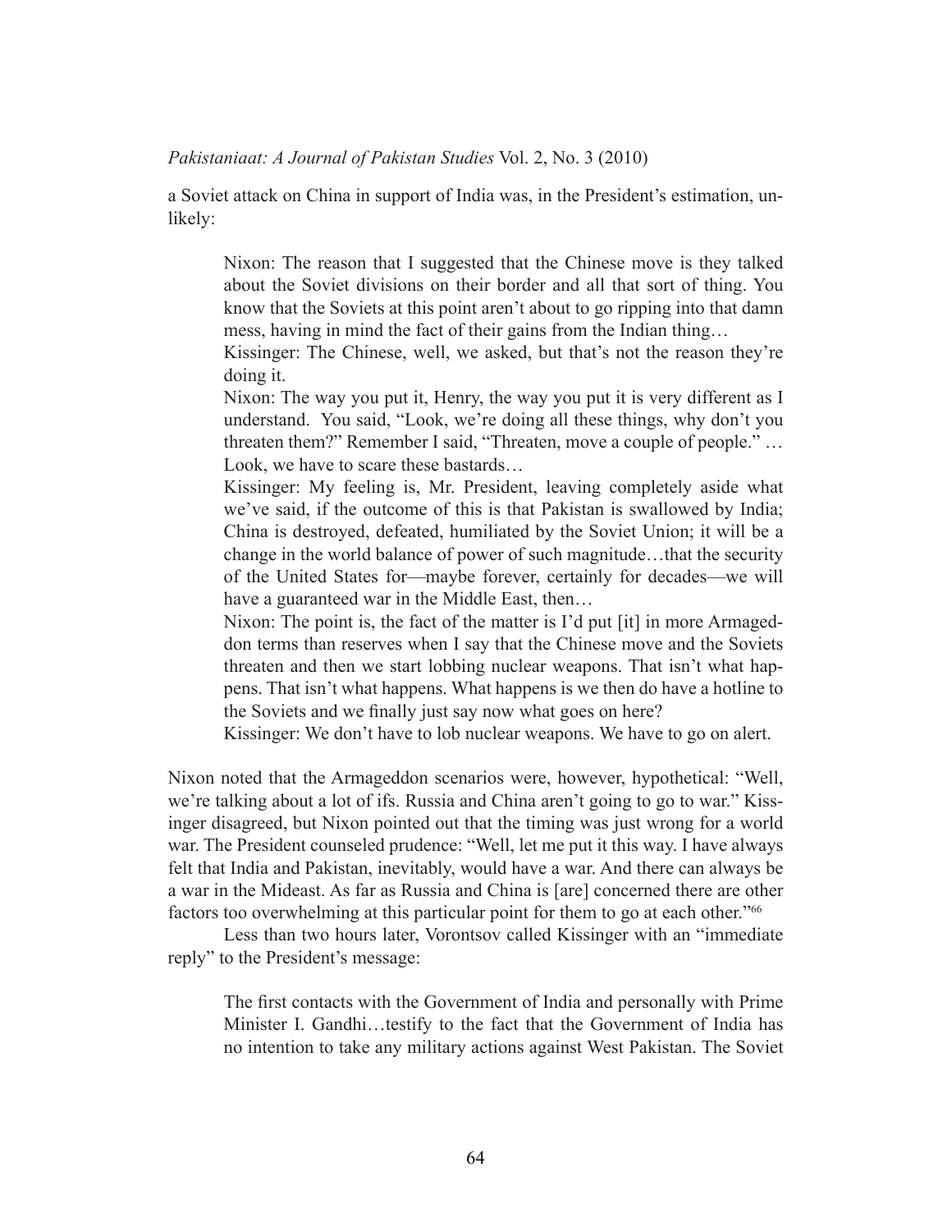a Soviet attack on China in support of India was, in the President's estimation, unlikely:

> Nixon: The reason that I suggested that the Chinese move is they talked about the Soviet divisions on their border and all that sort of thing. You know that the Soviets at this point aren't about to go ripping into that damn mess, having in mind the fact of their gains from the Indian thing…
>
> Kissinger: The Chinese, well, we asked, but that's not the reason they're doing it.
>
> Nixon: The way you put it, Henry, the way you put it is very different as I understand. You said, "Look, we're doing all these things, why don't you threaten them?" Remember I said, "Threaten, move a couple of people." … Look, we have to scare these bastards…
>
> Kissinger: My feeling is, Mr. President, leaving completely aside what we've said, if the outcome of this is that Pakistan is swallowed by India; China is destroyed, defeated, humiliated by the Soviet Union; it will be a change in the world balance of power of such magnitude…that the security of the United States for—maybe forever, certainly for decades—we will have a guaranteed war in the Middle East, then…
>
> Nixon: The point is, the fact of the matter is I'd put [it] in more Armageddon terms than reserves when I say that the Chinese move and the Soviets threaten and then we start lobbing nuclear weapons. That isn't what happens. That isn't what happens. What happens is we then do have a hotline to the Soviets and we finally just say now what goes on here?
>
> Kissinger: We don't have to lob nuclear weapons. We have to go on alert.

Nixon noted that the Armageddon scenarios were, however, hypothetical: "Well, we're talking about a lot of ifs. Russia and China aren't going to go to war." Kissinger disagreed, but Nixon pointed out that the timing was just wrong for a world war. The President counseled prudence: "Well, let me put it this way. I have always felt that India and Pakistan, inevitably, would have a war. And there can always be a war in the Mideast. As far as Russia and China is [are] concerned there are other factors too overwhelming at this particular point for them to go at each other."[66]

Less than two hours later, Vorontsov called Kissinger with an "immediate reply" to the President's message:

> The first contacts with the Government of India and personally with Prime Minister I. Gandhi…testify to the fact that the Government of India has no intention to take any military actions against West Pakistan. The Soviet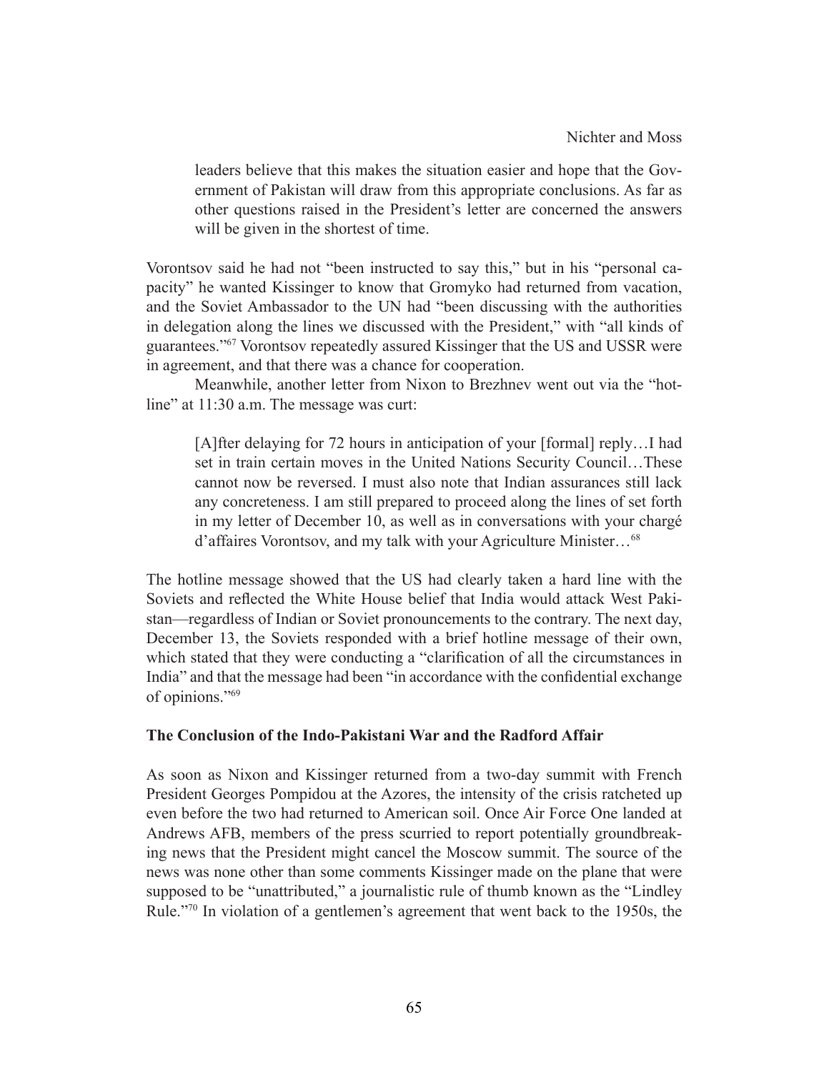> leaders believe that this makes the situation easier and hope that the Government of Pakistan will draw from this appropriate conclusions. As far as other questions raised in the President's letter are concerned the answers will be given in the shortest of time.

Vorontsov said he had not "been instructed to say this," but in his "personal capacity" he wanted Kissinger to know that Gromyko had returned from vacation, and the Soviet Ambassador to the UN had "been discussing with the authorities in delegation along the lines we discussed with the President," with "all kinds of guarantees."[67] Vorontsov repeatedly assured Kissinger that the US and USSR were in agreement, and that there was a chance for cooperation.

Meanwhile, another letter from Nixon to Brezhnev went out via the "hotline" at 11:30 a.m. The message was curt:

> [A]fter delaying for 72 hours in anticipation of your [formal] reply…I had set in train certain moves in the United Nations Security Council…These cannot now be reversed. I must also note that Indian assurances still lack any concreteness. I am still prepared to proceed along the lines of set forth in my letter of December 10, as well as in conversations with your chargé d'affaires Vorontsov, and my talk with your Agriculture Minister…[68]

The hotline message showed that the US had clearly taken a hard line with the Soviets and reflected the White House belief that India would attack West Pakistan—regardless of Indian or Soviet pronouncements to the contrary. The next day, December 13, the Soviets responded with a brief hotline message of their own, which stated that they were conducting a "clarification of all the circumstances in India" and that the message had been "in accordance with the confidential exchange of opinions."[69]

## The Conclusion of the Indo-Pakistani War and the Radford Affair

As soon as Nixon and Kissinger returned from a two-day summit with French President Georges Pompidou at the Azores, the intensity of the crisis ratcheted up even before the two had returned to American soil. Once Air Force One landed at Andrews AFB, members of the press scurried to report potentially groundbreaking news that the President might cancel the Moscow summit. The source of the news was none other than some comments Kissinger made on the plane that were supposed to be "unattributed," a journalistic rule of thumb known as the "Lindley Rule."[70] In violation of a gentlemen's agreement that went back to the 1950s, the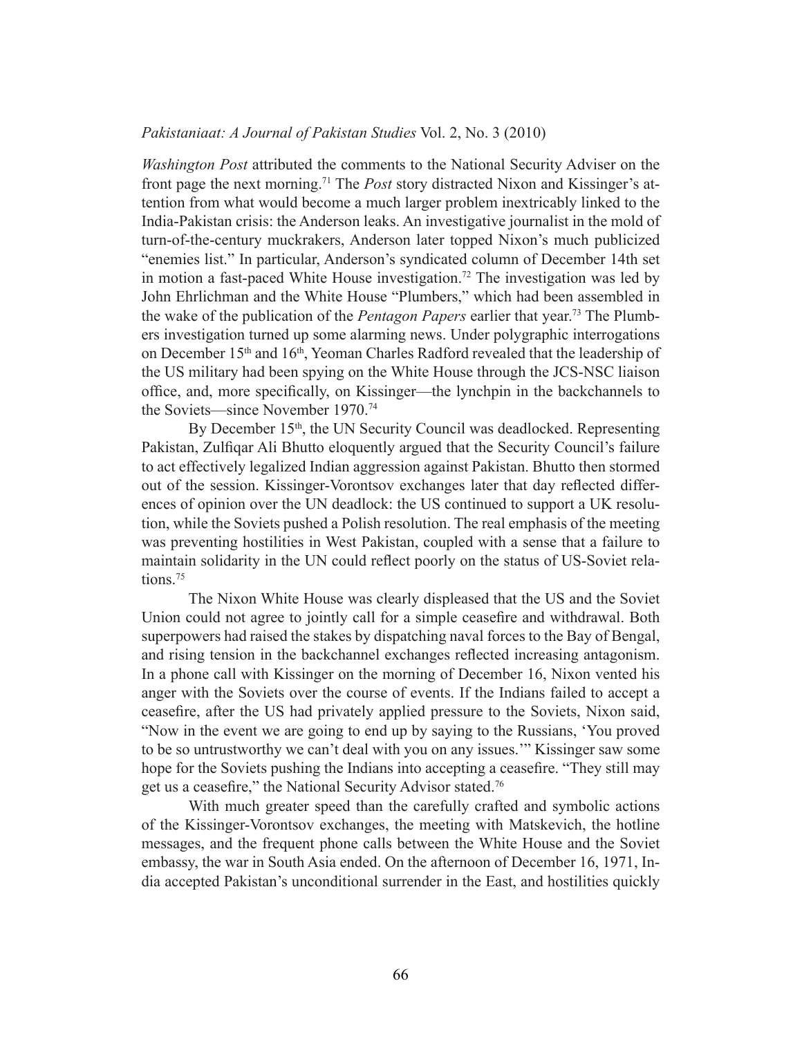*Washington Post* attributed the comments to the National Security Adviser on the front page the next morning.[71] The *Post* story distracted Nixon and Kissinger's attention from what would become a much larger problem inextricably linked to the India-Pakistan crisis: the Anderson leaks. An investigative journalist in the mold of turn-of-the-century muckrakers, Anderson later topped Nixon's much publicized "enemies list." In particular, Anderson's syndicated column of December 14th set in motion a fast-paced White House investigation.[72] The investigation was led by John Ehrlichman and the White House "Plumbers," which had been assembled in the wake of the publication of the *Pentagon Papers* earlier that year.[73] The Plumbers investigation turned up some alarming news. Under polygraphic interrogations on December 15th and 16th, Yeoman Charles Radford revealed that the leadership of the US military had been spying on the White House through the JCS-NSC liaison office, and, more specifically, on Kissinger—the lynchpin in the backchannels to the Soviets—since November 1970.[74]

By December 15th, the UN Security Council was deadlocked. Representing Pakistan, Zulfiqar Ali Bhutto eloquently argued that the Security Council's failure to act effectively legalized Indian aggression against Pakistan. Bhutto then stormed out of the session. Kissinger-Vorontsov exchanges later that day reflected differences of opinion over the UN deadlock: the US continued to support a UK resolution, while the Soviets pushed a Polish resolution. The real emphasis of the meeting was preventing hostilities in West Pakistan, coupled with a sense that a failure to maintain solidarity in the UN could reflect poorly on the status of US-Soviet relations.[75]

The Nixon White House was clearly displeased that the US and the Soviet Union could not agree to jointly call for a simple ceasefire and withdrawal. Both superpowers had raised the stakes by dispatching naval forces to the Bay of Bengal, and rising tension in the backchannel exchanges reflected increasing antagonism. In a phone call with Kissinger on the morning of December 16, Nixon vented his anger with the Soviets over the course of events. If the Indians failed to accept a ceasefire, after the US had privately applied pressure to the Soviets, Nixon said, "Now in the event we are going to end up by saying to the Russians, 'You proved to be so untrustworthy we can't deal with you on any issues.'" Kissinger saw some hope for the Soviets pushing the Indians into accepting a ceasefire. "They still may get us a ceasefire," the National Security Advisor stated.[76]

With much greater speed than the carefully crafted and symbolic actions of the Kissinger-Vorontsov exchanges, the meeting with Matskevich, the hotline messages, and the frequent phone calls between the White House and the Soviet embassy, the war in South Asia ended. On the afternoon of December 16, 1971, India accepted Pakistan's unconditional surrender in the East, and hostilities quickly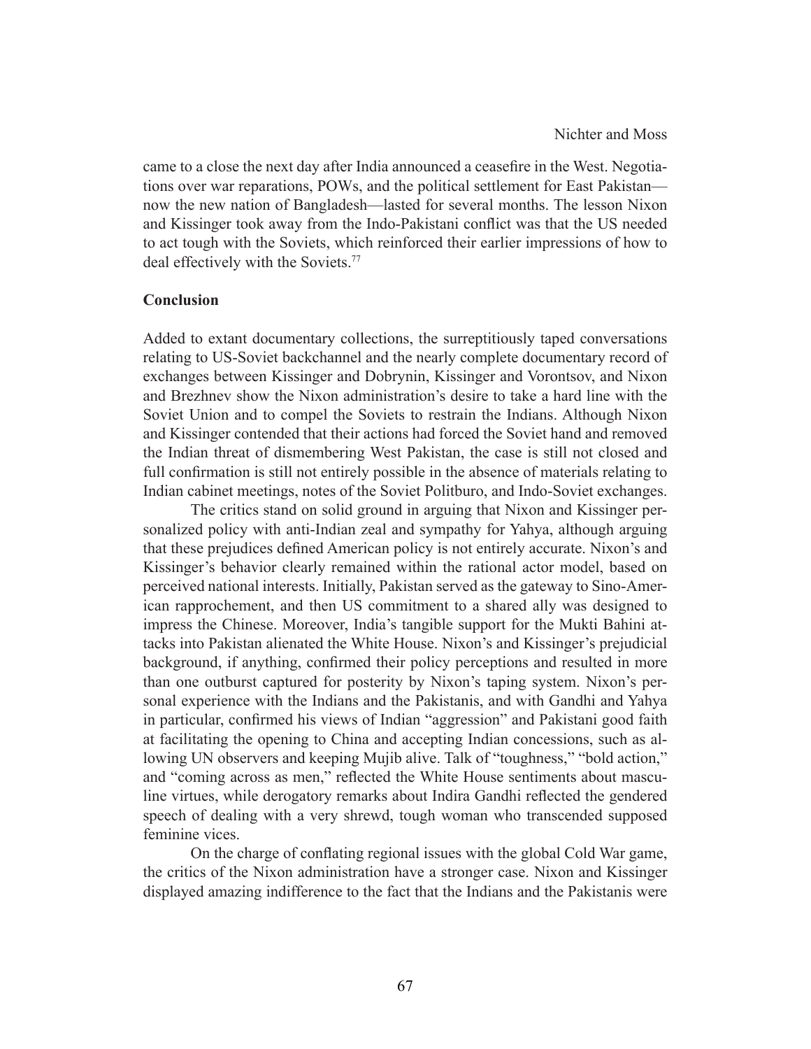came to a close the next day after India announced a ceasefire in the West. Negotiations over war reparations, POWs, and the political settlement for East Pakistan—now the new nation of Bangladesh—lasted for several months. The lesson Nixon and Kissinger took away from the Indo-Pakistani conflict was that the US needed to act tough with the Soviets, which reinforced their earlier impressions of how to deal effectively with the Soviets.[77]

## Conclusion

Added to extant documentary collections, the surreptitiously taped conversations relating to US-Soviet backchannel and the nearly complete documentary record of exchanges between Kissinger and Dobrynin, Kissinger and Vorontsov, and Nixon and Brezhnev show the Nixon administration's desire to take a hard line with the Soviet Union and to compel the Soviets to restrain the Indians. Although Nixon and Kissinger contended that their actions had forced the Soviet hand and removed the Indian threat of dismembering West Pakistan, the case is still not closed and full confirmation is still not entirely possible in the absence of materials relating to Indian cabinet meetings, notes of the Soviet Politburo, and Indo-Soviet exchanges.

The critics stand on solid ground in arguing that Nixon and Kissinger personalized policy with anti-Indian zeal and sympathy for Yahya, although arguing that these prejudices defined American policy is not entirely accurate. Nixon's and Kissinger's behavior clearly remained within the rational actor model, based on perceived national interests. Initially, Pakistan served as the gateway to Sino-American rapprochement, and then US commitment to a shared ally was designed to impress the Chinese. Moreover, India's tangible support for the Mukti Bahini attacks into Pakistan alienated the White House. Nixon's and Kissinger's prejudicial background, if anything, confirmed their policy perceptions and resulted in more than one outburst captured for posterity by Nixon's taping system. Nixon's personal experience with the Indians and the Pakistanis, and with Gandhi and Yahya in particular, confirmed his views of Indian "aggression" and Pakistani good faith at facilitating the opening to China and accepting Indian concessions, such as allowing UN observers and keeping Mujib alive. Talk of "toughness," "bold action," and "coming across as men," reflected the White House sentiments about masculine virtues, while derogatory remarks about Indira Gandhi reflected the gendered speech of dealing with a very shrewd, tough woman who transcended supposed feminine vices.

On the charge of conflating regional issues with the global Cold War game, the critics of the Nixon administration have a stronger case. Nixon and Kissinger displayed amazing indifference to the fact that the Indians and the Pakistanis were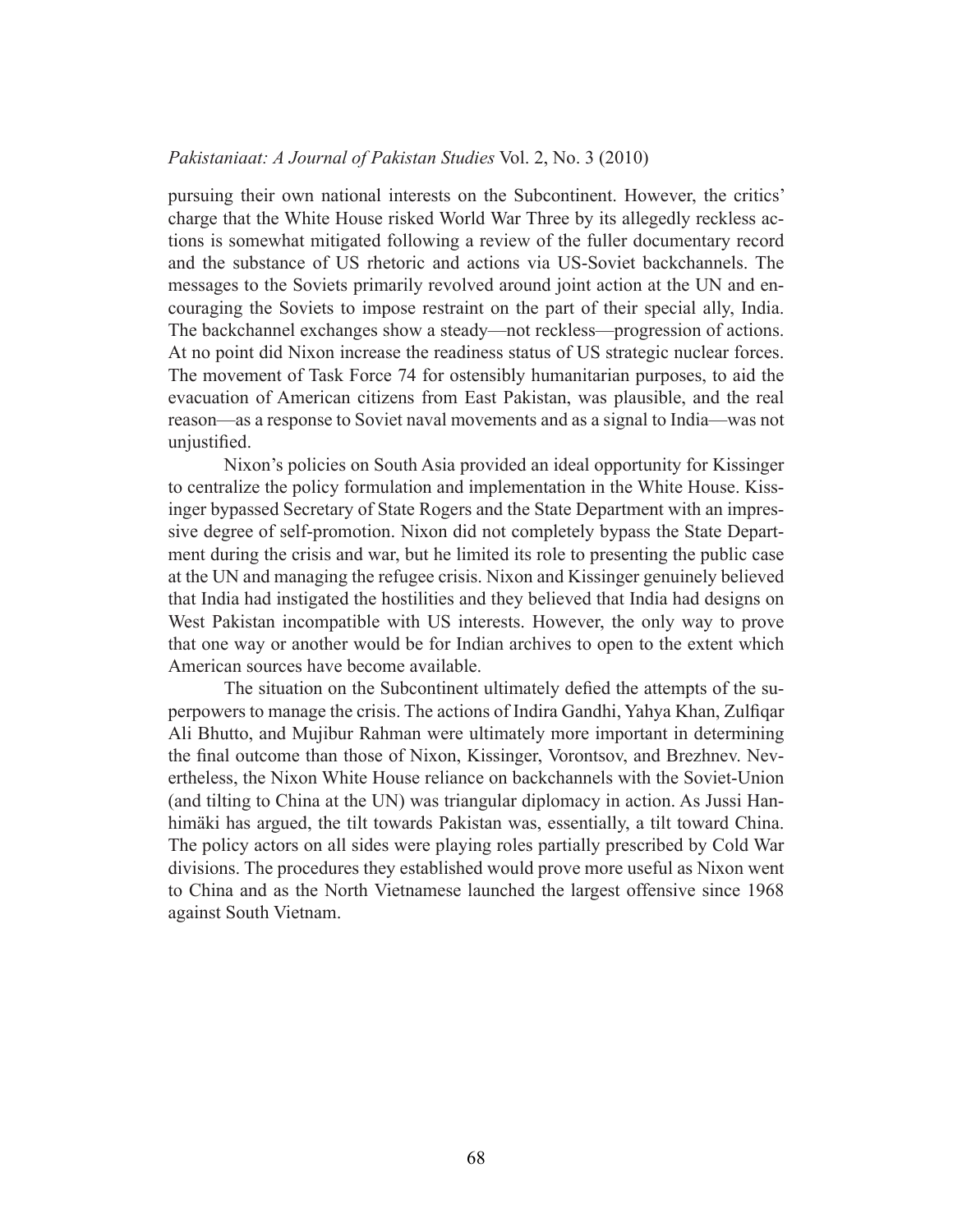pursuing their own national interests on the Subcontinent. However, the critics' charge that the White House risked World War Three by its allegedly reckless actions is somewhat mitigated following a review of the fuller documentary record and the substance of US rhetoric and actions via US-Soviet backchannels. The messages to the Soviets primarily revolved around joint action at the UN and encouraging the Soviets to impose restraint on the part of their special ally, India. The backchannel exchanges show a steady—not reckless—progression of actions. At no point did Nixon increase the readiness status of US strategic nuclear forces. The movement of Task Force 74 for ostensibly humanitarian purposes, to aid the evacuation of American citizens from East Pakistan, was plausible, and the real reason—as a response to Soviet naval movements and as a signal to India—was not unjustified.

Nixon's policies on South Asia provided an ideal opportunity for Kissinger to centralize the policy formulation and implementation in the White House. Kissinger bypassed Secretary of State Rogers and the State Department with an impressive degree of self-promotion. Nixon did not completely bypass the State Department during the crisis and war, but he limited its role to presenting the public case at the UN and managing the refugee crisis. Nixon and Kissinger genuinely believed that India had instigated the hostilities and they believed that India had designs on West Pakistan incompatible with US interests. However, the only way to prove that one way or another would be for Indian archives to open to the extent which American sources have become available.

The situation on the Subcontinent ultimately defied the attempts of the superpowers to manage the crisis. The actions of Indira Gandhi, Yahya Khan, Zulfiqar Ali Bhutto, and Mujibur Rahman were ultimately more important in determining the final outcome than those of Nixon, Kissinger, Vorontsov, and Brezhnev. Nevertheless, the Nixon White House reliance on backchannels with the Soviet-Union (and tilting to China at the UN) was triangular diplomacy in action. As Jussi Hanhimäki has argued, the tilt towards Pakistan was, essentially, a tilt toward China. The policy actors on all sides were playing roles partially prescribed by Cold War divisions. The procedures they established would prove more useful as Nixon went to China and as the North Vietnamese launched the largest offensive since 1968 against South Vietnam.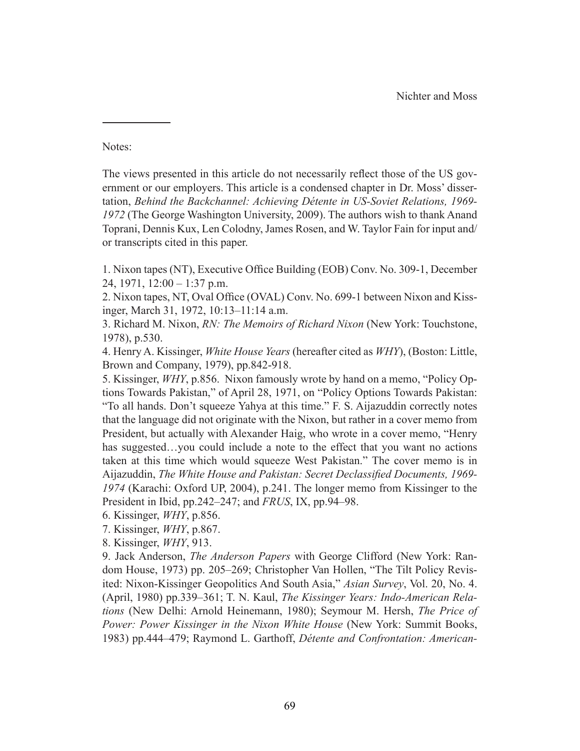Notes:

The views presented in this article do not necessarily reflect those of the US government or our employers. This article is a condensed chapter in Dr. Moss' dissertation, *Behind the Backchannel: Achieving Détente in US-Soviet Relations, 1969-1972* (The George Washington University, 2009). The authors wish to thank Anand Toprani, Dennis Kux, Len Colodny, James Rosen, and W. Taylor Fain for input and/or transcripts cited in this paper.

1. Nixon tapes (NT), Executive Office Building (EOB) Conv. No. 309-1, December 24, 1971, 12:00 – 1:37 p.m.
2. Nixon tapes, NT, Oval Office (OVAL) Conv. No. 699-1 between Nixon and Kissinger, March 31, 1972, 10:13–11:14 a.m.
3. Richard M. Nixon, *RN: The Memoirs of Richard Nixon* (New York: Touchstone, 1978), p.530.
4. Henry A. Kissinger, *White House Years* (hereafter cited as *WHY*), (Boston: Little, Brown and Company, 1979), pp.842-918.
5. Kissinger, *WHY*, p.856. Nixon famously wrote by hand on a memo, "Policy Options Towards Pakistan," of April 28, 1971, on "Policy Options Towards Pakistan: "To all hands. Don't squeeze Yahya at this time." F. S. Aijazuddin correctly notes that the language did not originate with the Nixon, but rather in a cover memo from President, but actually with Alexander Haig, who wrote in a cover memo, "Henry has suggested…you could include a note to the effect that you want no actions taken at this time which would squeeze West Pakistan." The cover memo is in Aijazuddin, *The White House and Pakistan: Secret Declassified Documents, 1969-1974* (Karachi: Oxford UP, 2004), p.241. The longer memo from Kissinger to the President in Ibid, pp.242–247; and *FRUS*, IX, pp.94–98.
6. Kissinger, *WHY*, p.856.
7. Kissinger, *WHY*, p.867.
8. Kissinger, *WHY*, 913.
9. Jack Anderson, *The Anderson Papers* with George Clifford (New York: Random House, 1973) pp. 205–269; Christopher Van Hollen, "The Tilt Policy Revisited: Nixon-Kissinger Geopolitics And South Asia," *Asian Survey*, Vol. 20, No. 4. (April, 1980) pp.339–361; T. N. Kaul, *The Kissinger Years: Indo-American Relations* (New Delhi: Arnold Heinemann, 1980); Seymour M. Hersh, *The Price of Power: Power Kissinger in the Nixon White House* (New York: Summit Books, 1983) pp.444–479; Raymond L. Garthoff, *Détente and Confrontation: American-*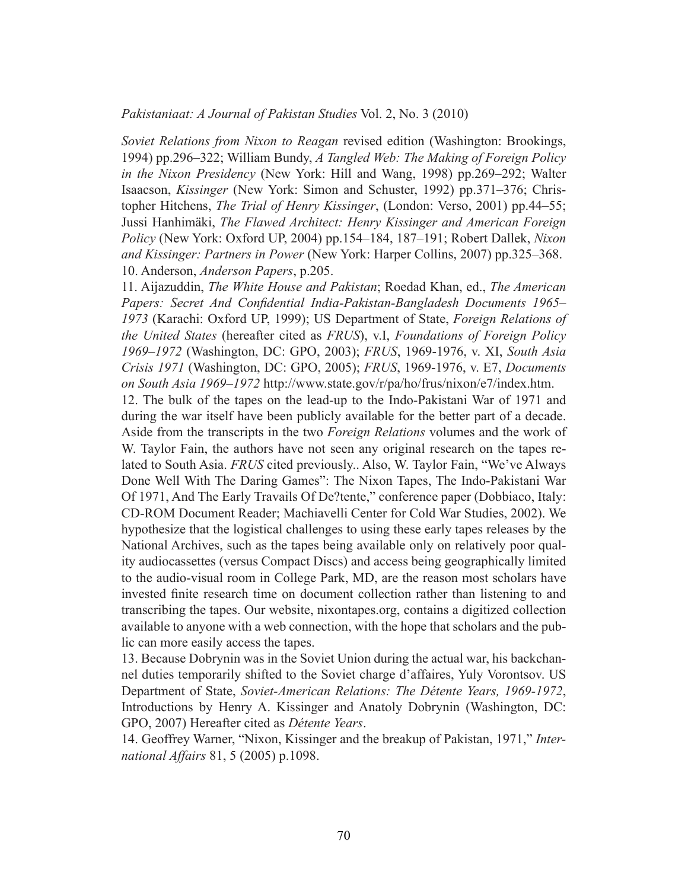*Soviet Relations from Nixon to Reagan* revised edition (Washington: Brookings, 1994) pp.296–322; William Bundy, *A Tangled Web: The Making of Foreign Policy in the Nixon Presidency* (New York: Hill and Wang, 1998) pp.269–292; Walter Isaacson, *Kissinger* (New York: Simon and Schuster, 1992) pp.371–376; Christopher Hitchens, *The Trial of Henry Kissinger*, (London: Verso, 2001) pp.44–55; Jussi Hanhimäki, *The Flawed Architect: Henry Kissinger and American Foreign Policy* (New York: Oxford UP, 2004) pp.154–184, 187–191; Robert Dallek, *Nixon and Kissinger: Partners in Power* (New York: Harper Collins, 2007) pp.325–368.

10. Anderson, *Anderson Papers*, p.205.

11. Aijazuddin, *The White House and Pakistan*; Roedad Khan, ed., *The American Papers: Secret And Confidential India-Pakistan-Bangladesh Documents 1965–1973* (Karachi: Oxford UP, 1999); US Department of State, *Foreign Relations of the United States* (hereafter cited as *FRUS*), v.I, *Foundations of Foreign Policy 1969–1972* (Washington, DC: GPO, 2003); *FRUS*, 1969-1976, v. XI, *South Asia Crisis 1971* (Washington, DC: GPO, 2005); *FRUS*, 1969-1976, v. E7, *Documents on South Asia 1969–1972* http://www.state.gov/r/pa/ho/frus/nixon/e7/index.htm.

12. The bulk of the tapes on the lead-up to the Indo-Pakistani War of 1971 and during the war itself have been publicly available for the better part of a decade. Aside from the transcripts in the two *Foreign Relations* volumes and the work of W. Taylor Fain, the authors have not seen any original research on the tapes related to South Asia. *FRUS* cited previously.. Also, W. Taylor Fain, "We've Always Done Well With The Daring Games": The Nixon Tapes, The Indo-Pakistani War Of 1971, And The Early Travails Of De?tente," conference paper (Dobbiaco, Italy: CD-ROM Document Reader; Machiavelli Center for Cold War Studies, 2002). We hypothesize that the logistical challenges to using these early tapes releases by the National Archives, such as the tapes being available only on relatively poor quality audiocassettes (versus Compact Discs) and access being geographically limited to the audio-visual room in College Park, MD, are the reason most scholars have invested finite research time on document collection rather than listening to and transcribing the tapes. Our website, nixontapes.org, contains a digitized collection available to anyone with a web connection, with the hope that scholars and the public can more easily access the tapes.

13. Because Dobrynin was in the Soviet Union during the actual war, his backchannel duties temporarily shifted to the Soviet charge d'affaires, Yuly Vorontsov. US Department of State, *Soviet-American Relations: The Détente Years, 1969-1972*, Introductions by Henry A. Kissinger and Anatoly Dobrynin (Washington, DC: GPO, 2007) Hereafter cited as *Détente Years*.

14. Geoffrey Warner, "Nixon, Kissinger and the breakup of Pakistan, 1971," *International Affairs* 81, 5 (2005) p.1098.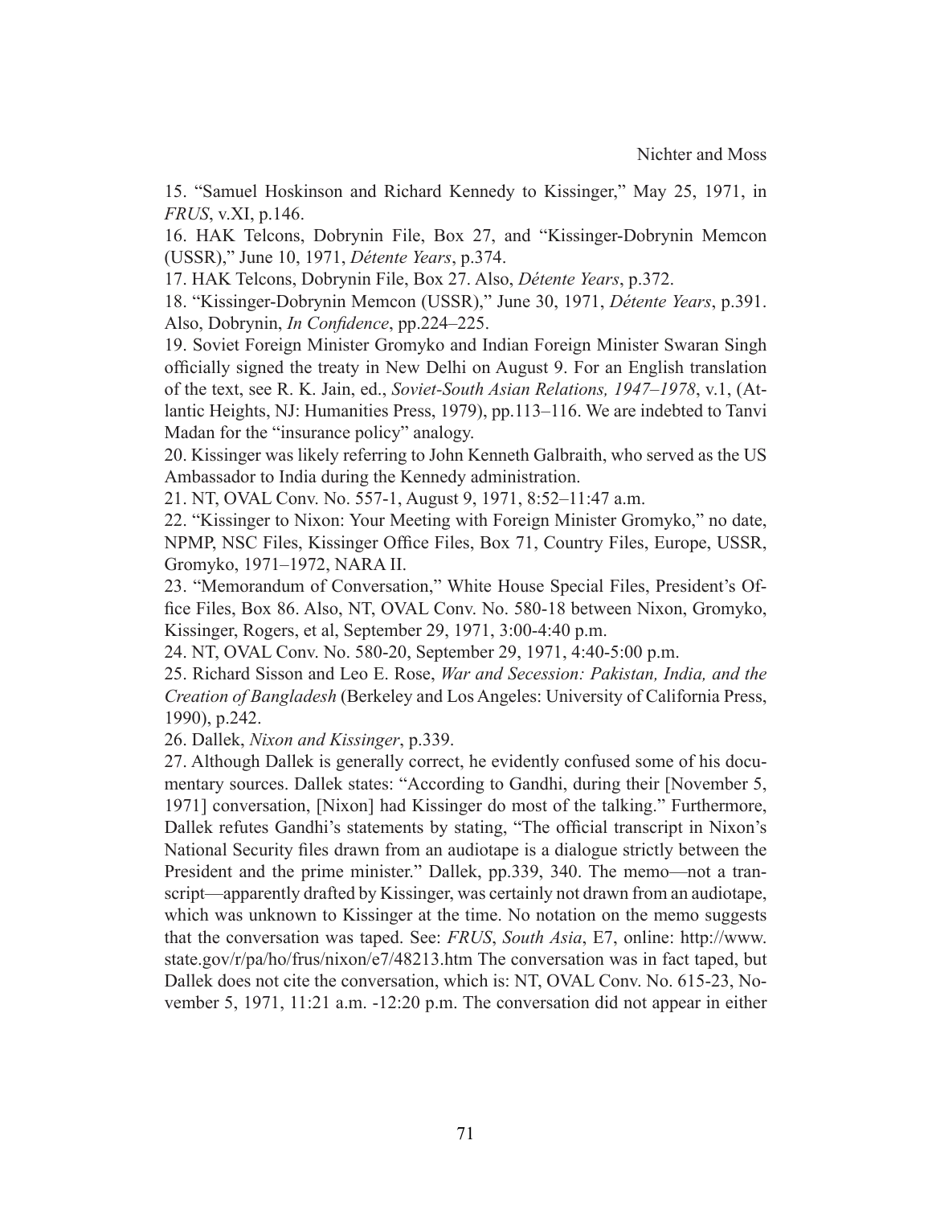15. "Samuel Hoskinson and Richard Kennedy to Kissinger," May 25, 1971, in *FRUS*, v.XI, p.146.

16. HAK Telcons, Dobrynin File, Box 27, and "Kissinger-Dobrynin Memcon (USSR)," June 10, 1971, *Détente Years*, p.374.

17. HAK Telcons, Dobrynin File, Box 27. Also, *Détente Years*, p.372.

18. "Kissinger-Dobrynin Memcon (USSR)," June 30, 1971, *Détente Years*, p.391. Also, Dobrynin, *In Confidence*, pp.224–225.

19. Soviet Foreign Minister Gromyko and Indian Foreign Minister Swaran Singh officially signed the treaty in New Delhi on August 9. For an English translation of the text, see R. K. Jain, ed., *Soviet-South Asian Relations, 1947–1978*, v.1, (Atlantic Heights, NJ: Humanities Press, 1979), pp.113–116. We are indebted to Tanvi Madan for the "insurance policy" analogy.

20. Kissinger was likely referring to John Kenneth Galbraith, who served as the US Ambassador to India during the Kennedy administration.

21. NT, OVAL Conv. No. 557-1, August 9, 1971, 8:52–11:47 a.m.

22. "Kissinger to Nixon: Your Meeting with Foreign Minister Gromyko," no date, NPMP, NSC Files, Kissinger Office Files, Box 71, Country Files, Europe, USSR, Gromyko, 1971–1972, NARA II.

23. "Memorandum of Conversation," White House Special Files, President's Office Files, Box 86. Also, NT, OVAL Conv. No. 580-18 between Nixon, Gromyko, Kissinger, Rogers, et al, September 29, 1971, 3:00-4:40 p.m.

24. NT, OVAL Conv. No. 580-20, September 29, 1971, 4:40-5:00 p.m.

25. Richard Sisson and Leo E. Rose, *War and Secession: Pakistan, India, and the Creation of Bangladesh* (Berkeley and Los Angeles: University of California Press, 1990), p.242.

26. Dallek, *Nixon and Kissinger*, p.339.

27. Although Dallek is generally correct, he evidently confused some of his documentary sources. Dallek states: "According to Gandhi, during their [November 5, 1971] conversation, [Nixon] had Kissinger do most of the talking." Furthermore, Dallek refutes Gandhi's statements by stating, "The official transcript in Nixon's National Security files drawn from an audiotape is a dialogue strictly between the President and the prime minister." Dallek, pp.339, 340. The memo—not a transcript—apparently drafted by Kissinger, was certainly not drawn from an audiotape, which was unknown to Kissinger at the time. No notation on the memo suggests that the conversation was taped. See: *FRUS*, *South Asia*, E7, online: http://www.state.gov/r/pa/ho/frus/nixon/e7/48213.htm The conversation was in fact taped, but Dallek does not cite the conversation, which is: NT, OVAL Conv. No. 615-23, November 5, 1971, 11:21 a.m. -12:20 p.m. The conversation did not appear in either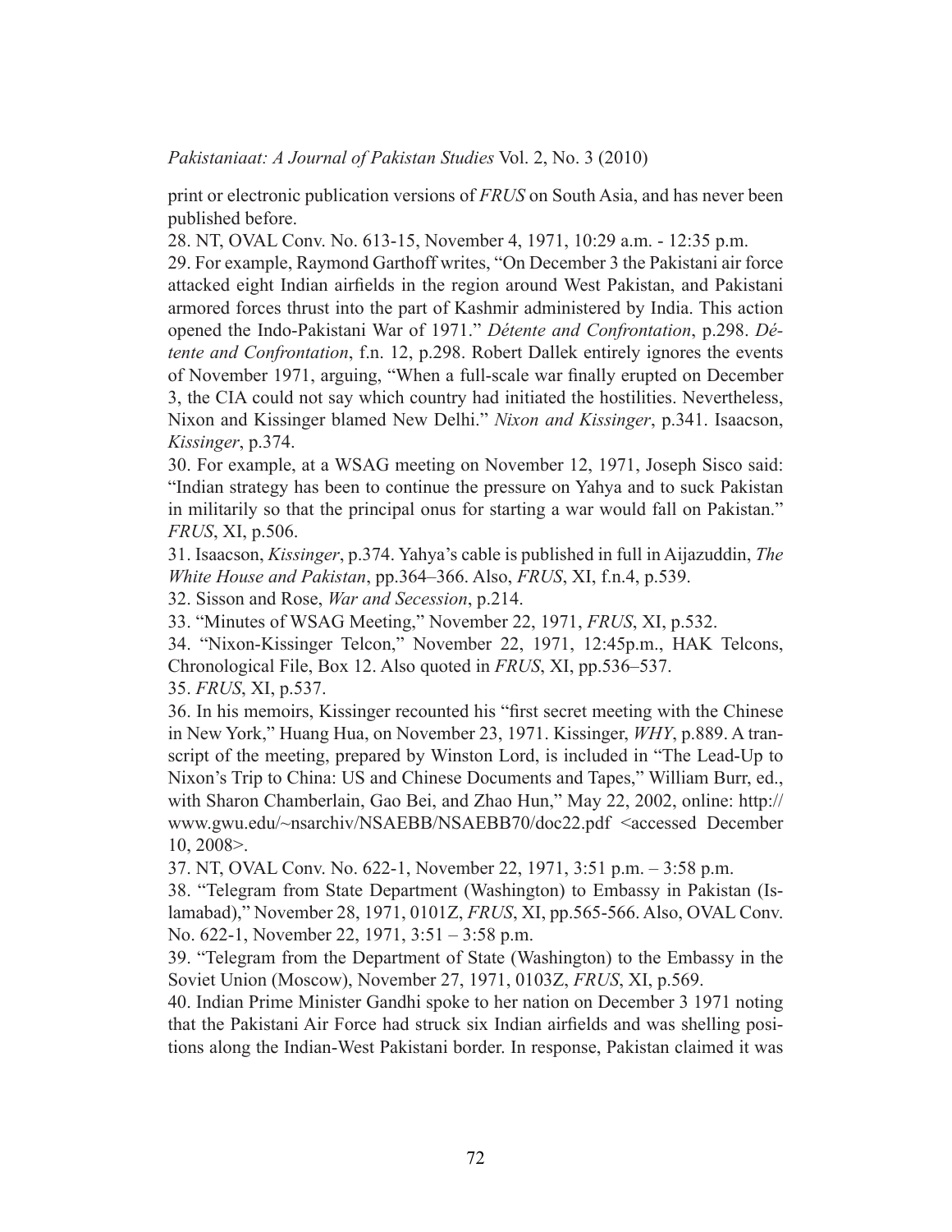print or electronic publication versions of *FRUS* on South Asia, and has never been published before.

28. NT, OVAL Conv. No. 613-15, November 4, 1971, 10:29 a.m. - 12:35 p.m.

29. For example, Raymond Garthoff writes, "On December 3 the Pakistani air force attacked eight Indian airfields in the region around West Pakistan, and Pakistani armored forces thrust into the part of Kashmir administered by India. This action opened the Indo-Pakistani War of 1971." *Détente and Confrontation*, p.298. *Détente and Confrontation*, f.n. 12, p.298. Robert Dallek entirely ignores the events of November 1971, arguing, "When a full-scale war finally erupted on December 3, the CIA could not say which country had initiated the hostilities. Nevertheless, Nixon and Kissinger blamed New Delhi." *Nixon and Kissinger*, p.341. Isaacson, *Kissinger*, p.374.

30. For example, at a WSAG meeting on November 12, 1971, Joseph Sisco said: "Indian strategy has been to continue the pressure on Yahya and to suck Pakistan in militarily so that the principal onus for starting a war would fall on Pakistan." *FRUS*, XI, p.506.

31. Isaacson, *Kissinger*, p.374. Yahya's cable is published in full in Aijazuddin, *The White House and Pakistan*, pp.364–366. Also, *FRUS*, XI, f.n.4, p.539.

32. Sisson and Rose, *War and Secession*, p.214.

33. "Minutes of WSAG Meeting," November 22, 1971, *FRUS*, XI, p.532.

34. "Nixon-Kissinger Telcon," November 22, 1971, 12:45p.m., HAK Telcons, Chronological File, Box 12. Also quoted in *FRUS*, XI, pp.536–537.

35. *FRUS*, XI, p.537.

36. In his memoirs, Kissinger recounted his "first secret meeting with the Chinese in New York," Huang Hua, on November 23, 1971. Kissinger, *WHY*, p.889. A transcript of the meeting, prepared by Winston Lord, is included in "The Lead-Up to Nixon's Trip to China: US and Chinese Documents and Tapes," William Burr, ed., with Sharon Chamberlain, Gao Bei, and Zhao Hun," May 22, 2002, online: http://www.gwu.edu/~nsarchiv/NSAEBB/NSAEBB70/doc22.pdf <accessed December 10, 2008>.

37. NT, OVAL Conv. No. 622-1, November 22, 1971, 3:51 p.m. – 3:58 p.m.

38. "Telegram from State Department (Washington) to Embassy in Pakistan (Islamabad)," November 28, 1971, 0101Z, *FRUS*, XI, pp.565-566. Also, OVAL Conv. No. 622-1, November 22, 1971, 3:51 – 3:58 p.m.

39. "Telegram from the Department of State (Washington) to the Embassy in the Soviet Union (Moscow), November 27, 1971, 0103Z, *FRUS*, XI, p.569.

40. Indian Prime Minister Gandhi spoke to her nation on December 3 1971 noting that the Pakistani Air Force had struck six Indian airfields and was shelling positions along the Indian-West Pakistani border. In response, Pakistan claimed it was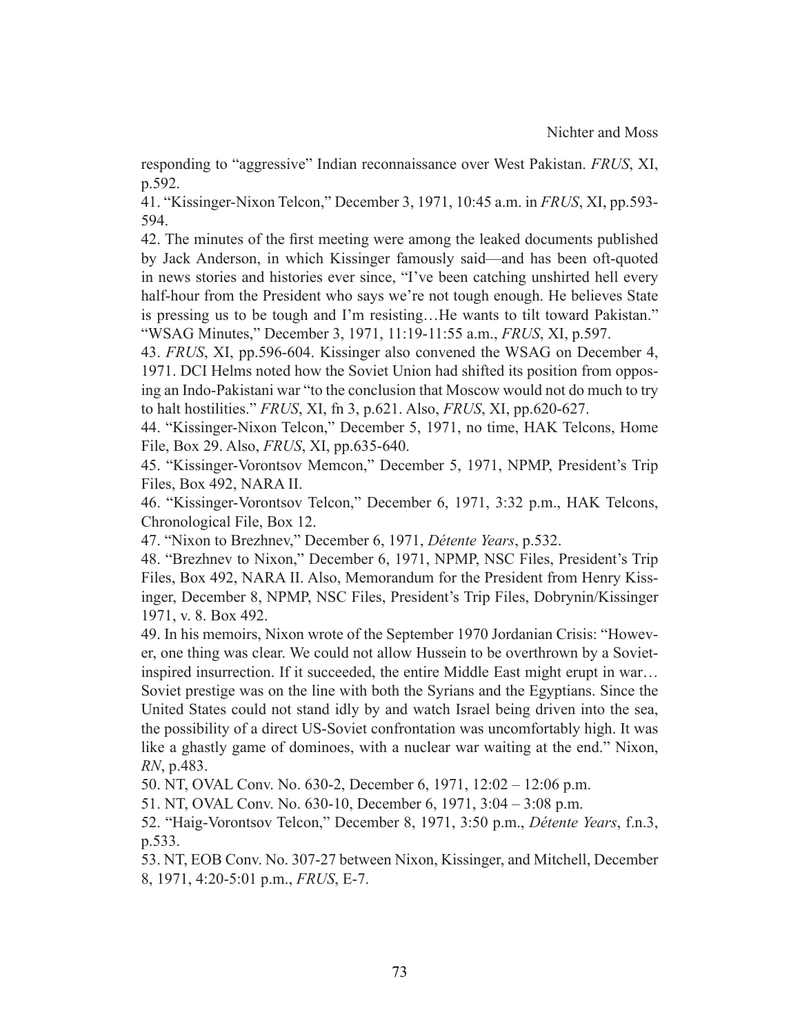responding to "aggressive" Indian reconnaissance over West Pakistan. *FRUS*, XI, p.592.

41. "Kissinger-Nixon Telcon," December 3, 1971, 10:45 a.m. in *FRUS*, XI, pp.593-594.

42. The minutes of the first meeting were among the leaked documents published by Jack Anderson, in which Kissinger famously said—and has been oft-quoted in news stories and histories ever since, "I've been catching unshirted hell every half-hour from the President who says we're not tough enough. He believes State is pressing us to be tough and I'm resisting…He wants to tilt toward Pakistan." "WSAG Minutes," December 3, 1971, 11:19-11:55 a.m., *FRUS*, XI, p.597.

43. *FRUS*, XI, pp.596-604. Kissinger also convened the WSAG on December 4, 1971. DCI Helms noted how the Soviet Union had shifted its position from opposing an Indo-Pakistani war "to the conclusion that Moscow would not do much to try to halt hostilities." *FRUS*, XI, fn 3, p.621. Also, *FRUS*, XI, pp.620-627.

44. "Kissinger-Nixon Telcon," December 5, 1971, no time, HAK Telcons, Home File, Box 29. Also, *FRUS*, XI, pp.635-640.

45. "Kissinger-Vorontsov Memcon," December 5, 1971, NPMP, President's Trip Files, Box 492, NARA II.

46. "Kissinger-Vorontsov Telcon," December 6, 1971, 3:32 p.m., HAK Telcons, Chronological File, Box 12.

47. "Nixon to Brezhnev," December 6, 1971, *Détente Years*, p.532.

48. "Brezhnev to Nixon," December 6, 1971, NPMP, NSC Files, President's Trip Files, Box 492, NARA II. Also, Memorandum for the President from Henry Kissinger, December 8, NPMP, NSC Files, President's Trip Files, Dobrynin/Kissinger 1971, v. 8. Box 492.

49. In his memoirs, Nixon wrote of the September 1970 Jordanian Crisis: "However, one thing was clear. We could not allow Hussein to be overthrown by a Soviet-inspired insurrection. If it succeeded, the entire Middle East might erupt in war… Soviet prestige was on the line with both the Syrians and the Egyptians. Since the United States could not stand idly by and watch Israel being driven into the sea, the possibility of a direct US-Soviet confrontation was uncomfortably high. It was like a ghastly game of dominoes, with a nuclear war waiting at the end." Nixon, *RN*, p.483.

50. NT, OVAL Conv. No. 630-2, December 6, 1971, 12:02 – 12:06 p.m.

51. NT, OVAL Conv. No. 630-10, December 6, 1971, 3:04 – 3:08 p.m.

52. "Haig-Vorontsov Telcon," December 8, 1971, 3:50 p.m., *Détente Years*, f.n.3, p.533.

53. NT, EOB Conv. No. 307-27 between Nixon, Kissinger, and Mitchell, December 8, 1971, 4:20-5:01 p.m., *FRUS*, E-7.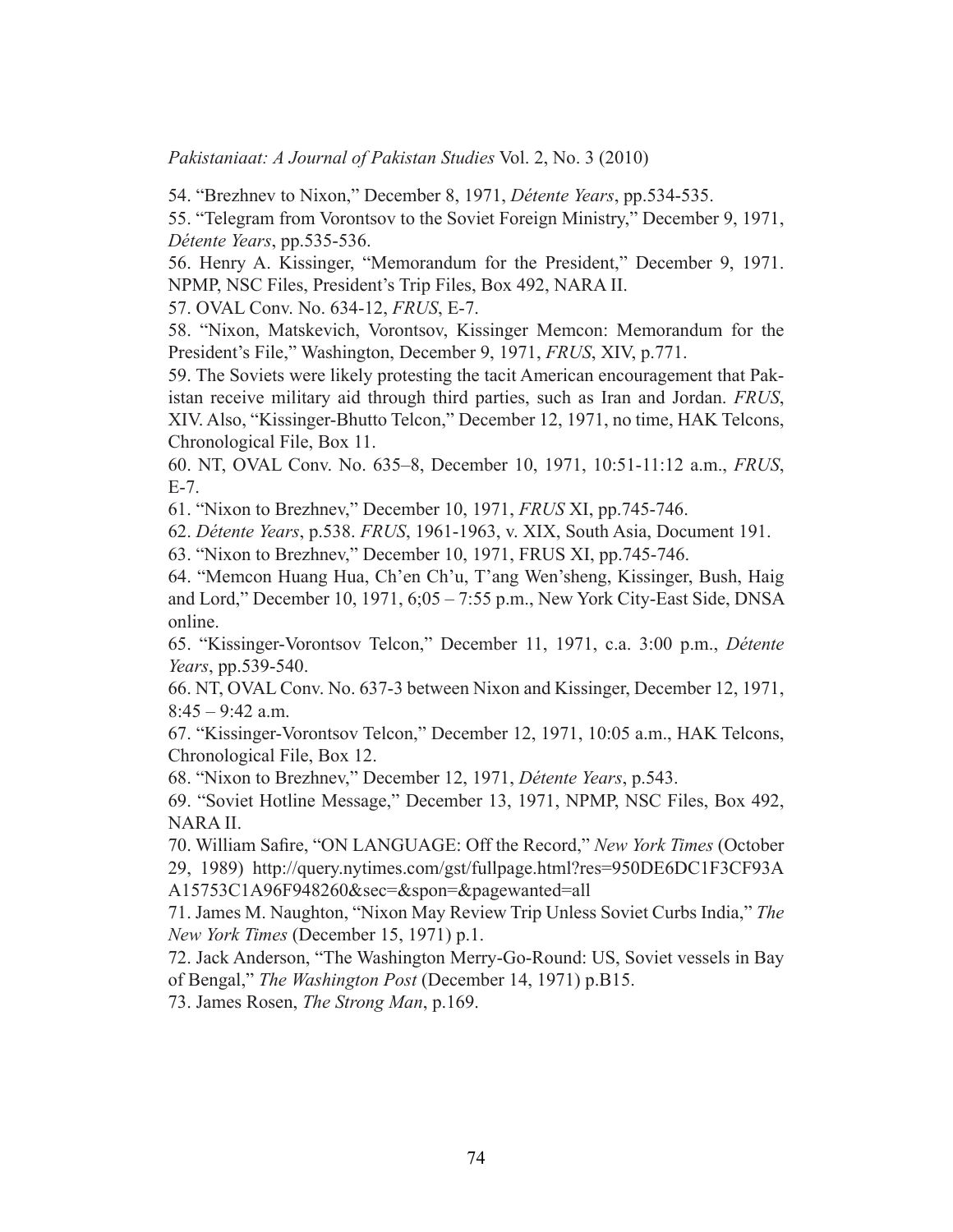54. “Brezhnev to Nixon,” December 8, 1971, *Détente Years*, pp.534-535.

55. “Telegram from Vorontsov to the Soviet Foreign Ministry,” December 9, 1971, *Détente Years*, pp.535-536.

56. Henry A. Kissinger, “Memorandum for the President,” December 9, 1971. NPMP, NSC Files, President’s Trip Files, Box 492, NARA II.

57. OVAL Conv. No. 634-12, *FRUS*, E-7.

58. “Nixon, Matskevich, Vorontsov, Kissinger Memcon: Memorandum for the President’s File,” Washington, December 9, 1971, *FRUS*, XIV, p.771.

59. The Soviets were likely protesting the tacit American encouragement that Pakistan receive military aid through third parties, such as Iran and Jordan. *FRUS*, XIV. Also, “Kissinger-Bhutto Telcon,” December 12, 1971, no time, HAK Telcons, Chronological File, Box 11.

60. NT, OVAL Conv. No. 635–8, December 10, 1971, 10:51-11:12 a.m., *FRUS*, E-7.

61. “Nixon to Brezhnev,” December 10, 1971, *FRUS* XI, pp.745-746.

62. *Détente Years*, p.538. *FRUS*, 1961-1963, v. XIX, South Asia, Document 191.

63. “Nixon to Brezhnev,” December 10, 1971, FRUS XI, pp.745-746.

64. “Memcon Huang Hua, Ch’en Ch’u, T’ang Wen’sheng, Kissinger, Bush, Haig and Lord,” December 10, 1971, 6;05 – 7:55 p.m., New York City-East Side, DNSA online.

65. “Kissinger-Vorontsov Telcon,” December 11, 1971, c.a. 3:00 p.m., *Détente Years*, pp.539-540.

66. NT, OVAL Conv. No. 637-3 between Nixon and Kissinger, December 12, 1971, 8:45 – 9:42 a.m.

67. “Kissinger-Vorontsov Telcon,” December 12, 1971, 10:05 a.m., HAK Telcons, Chronological File, Box 12.

68. “Nixon to Brezhnev,” December 12, 1971, *Détente Years*, p.543.

69. “Soviet Hotline Message,” December 13, 1971, NPMP, NSC Files, Box 492, NARA II.

70. William Safire, “ON LANGUAGE: Off the Record,” *New York Times* (October 29, 1989) http://query.nytimes.com/gst/fullpage.html?res=950DE6DC1F3CF93AA15753C1A96F948260&sec=&spon=&pagewanted=all

71. James M. Naughton, “Nixon May Review Trip Unless Soviet Curbs India,” *The New York Times* (December 15, 1971) p.1.

72. Jack Anderson, “The Washington Merry-Go-Round: US, Soviet vessels in Bay of Bengal,” *The Washington Post* (December 14, 1971) p.B15.

73. James Rosen, *The Strong Man*, p.169.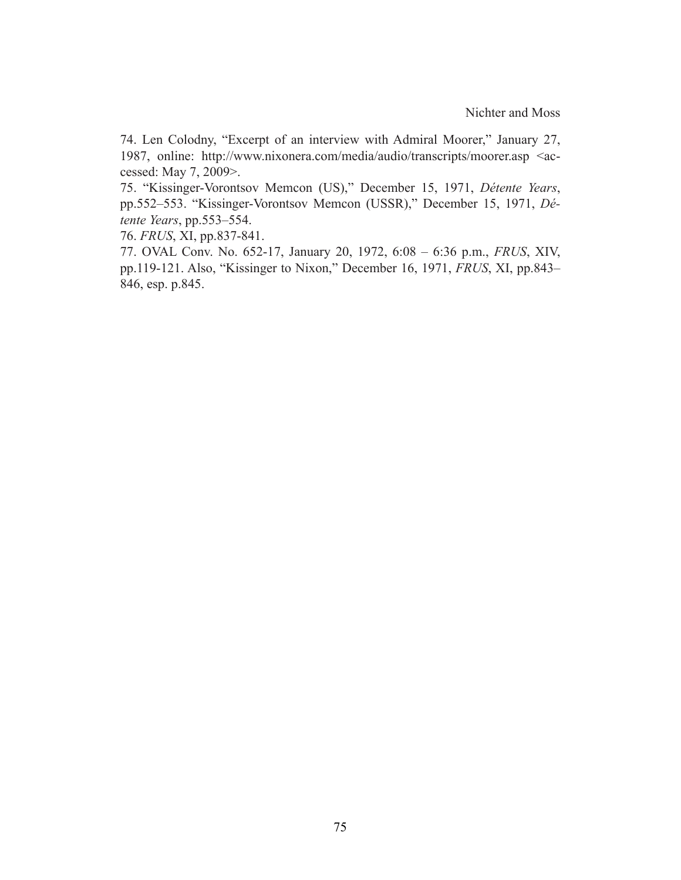74. Len Colodny, "Excerpt of an interview with Admiral Moorer," January 27, 1987, online: http://www.nixonera.com/media/audio/transcripts/moorer.asp <accessed: May 7, 2009>.

75. "Kissinger-Vorontsov Memcon (US)," December 15, 1971, *Détente Years*, pp.552–553. "Kissinger-Vorontsov Memcon (USSR)," December 15, 1971, *Détente Years*, pp.553–554.

76. *FRUS*, XI, pp.837-841.

77. OVAL Conv. No. 652-17, January 20, 1972, 6:08 – 6:36 p.m., *FRUS*, XIV, pp.119-121. Also, "Kissinger to Nixon," December 16, 1971, *FRUS*, XI, pp.843–846, esp. p.845.